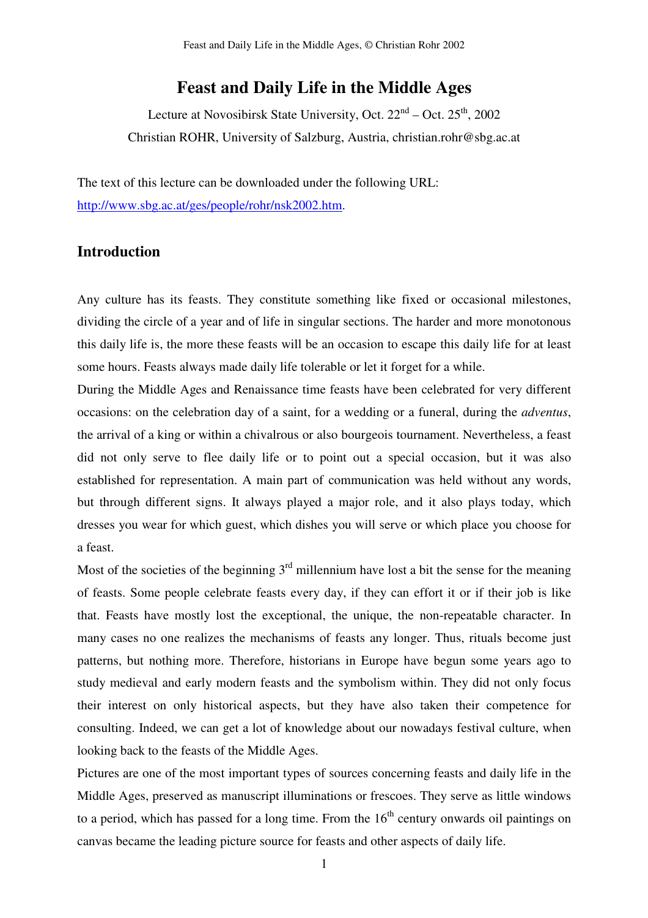# Feast and Daily Life in the Middle Ages

Lecture at Novosibirsk State University, Oct. 22nd – Oct. 25th, 2002

Christian ROHR, University of Salzburg, Austria, christian.rohr@sbg.ac.at

The text of this lecture can be downloaded under the following URL: http://www.sbg.ac.at/ges/people/rohr/nsk2002.htm.

## Introduction

Any culture has its feasts. They constitute something like fixed or occasional milestones, dividing the circle of a year and of life in singular sections. The harder and more monotonous this daily life is, the more these feasts will be an occasion to escape this daily life for at least some hours. Feasts always made daily life tolerable or let it forget for a while.

During the Middle Ages and Renaissance time feasts have been celebrated for very different occasions: on the celebration day of a saint, for a wedding or a funeral, during the *adventus*, the arrival of a king or within a chivalrous or also bourgeois tournament. Nevertheless, a feast did not only serve to flee daily life or to point out a special occasion, but it was also established for representation. A main part of communication was held without any words, but through different signs. It always played a major role, and it also plays today, which dresses you wear for which guest, which dishes you will serve or which place you choose for a feast.

Most of the societies of the beginning 3rd millennium have lost a bit the sense for the meaning of feasts. Some people celebrate feasts every day, if they can effort it or if their job is like that. Feasts have mostly lost the exceptional, the unique, the non-repeatable character. In many cases no one realizes the mechanisms of feasts any longer. Thus, rituals become just patterns, but nothing more. Therefore, historians in Europe have begun some years ago to study medieval and early modern feasts and the symbolism within. They did not only focus their interest on only historical aspects, but they have also taken their competence for consulting. Indeed, we can get a lot of knowledge about our nowadays festival culture, when looking back to the feasts of the Middle Ages.

Pictures are one of the most important types of sources concerning feasts and daily life in the Middle Ages, preserved as manuscript illuminations or frescoes. They serve as little windows to a period, which has passed for a long time. From the 16th century onwards oil paintings on canvas became the leading picture source for feasts and other aspects of daily life.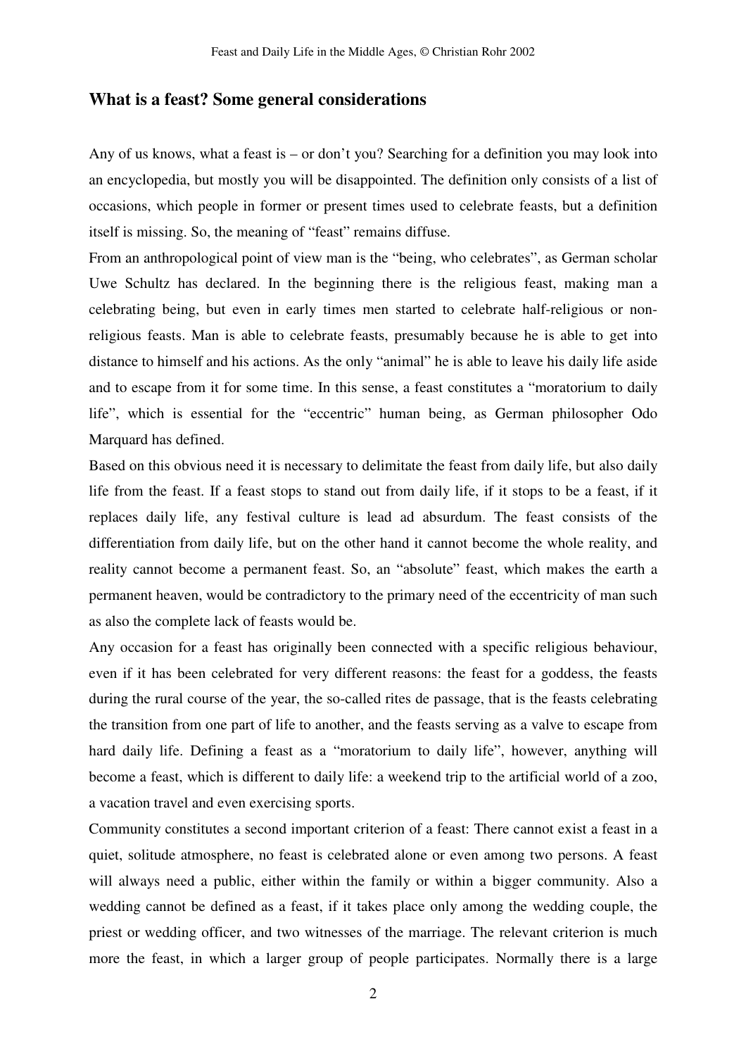## What is a feast? Some general considerations

Any of us knows, what a feast is – or don't you? Searching for a definition you may look into an encyclopedia, but mostly you will be disappointed. The definition only consists of a list of occasions, which people in former or present times used to celebrate feasts, but a definition itself is missing. So, the meaning of "feast" remains diffuse.

From an anthropological point of view man is the "being, who celebrates", as German scholar Uwe Schultz has declared. In the beginning there is the religious feast, making man a celebrating being, but even in early times men started to celebrate half-religious or non-religious feasts. Man is able to celebrate feasts, presumably because he is able to get into distance to himself and his actions. As the only "animal" he is able to leave his daily life aside and to escape from it for some time. In this sense, a feast constitutes a "moratorium to daily life", which is essential for the "eccentric" human being, as German philosopher Odo Marquard has defined.

Based on this obvious need it is necessary to delimitate the feast from daily life, but also daily life from the feast. If a feast stops to stand out from daily life, if it stops to be a feast, if it replaces daily life, any festival culture is lead ad absurdum. The feast consists of the differentiation from daily life, but on the other hand it cannot become the whole reality, and reality cannot become a permanent feast. So, an "absolute" feast, which makes the earth a permanent heaven, would be contradictory to the primary need of the eccentricity of man such as also the complete lack of feasts would be.

Any occasion for a feast has originally been connected with a specific religious behaviour, even if it has been celebrated for very different reasons: the feast for a goddess, the feasts during the rural course of the year, the so-called rites de passage, that is the feasts celebrating the transition from one part of life to another, and the feasts serving as a valve to escape from hard daily life. Defining a feast as a "moratorium to daily life", however, anything will become a feast, which is different to daily life: a weekend trip to the artificial world of a zoo, a vacation travel and even exercising sports.

Community constitutes a second important criterion of a feast: There cannot exist a feast in a quiet, solitude atmosphere, no feast is celebrated alone or even among two persons. A feast will always need a public, either within the family or within a bigger community. Also a wedding cannot be defined as a feast, if it takes place only among the wedding couple, the priest or wedding officer, and two witnesses of the marriage. The relevant criterion is much more the feast, in which a larger group of people participates. Normally there is a large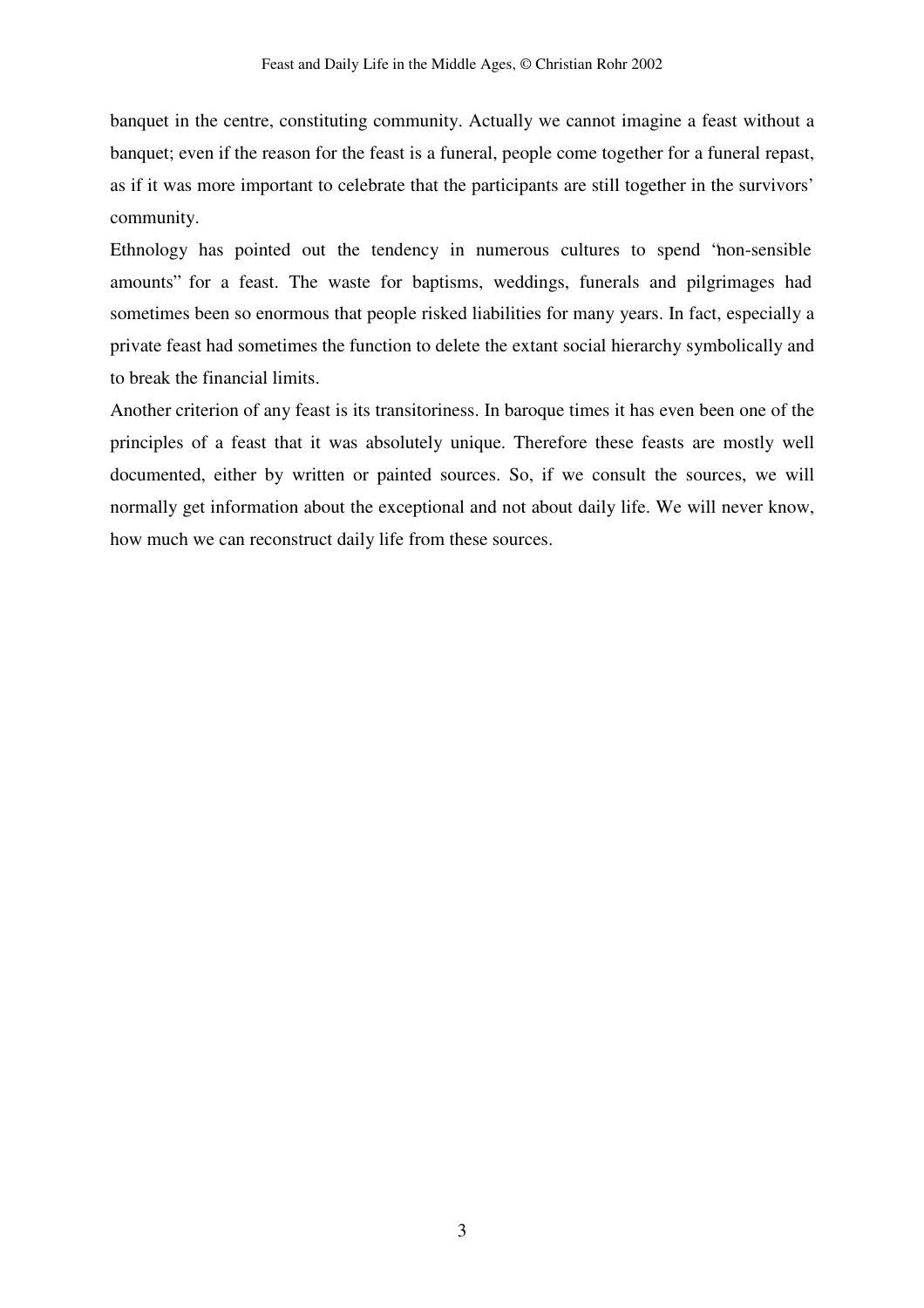banquet in the centre, constituting community. Actually we cannot imagine a feast without a banquet; even if the reason for the feast is a funeral, people come together for a funeral repast, as if it was more important to celebrate that the participants are still together in the survivors' community.

Ethnology has pointed out the tendency in numerous cultures to spend "non-sensible amounts" for a feast. The waste for baptisms, weddings, funerals and pilgrimages had sometimes been so enormous that people risked liabilities for many years. In fact, especially a private feast had sometimes the function to delete the extant social hierarchy symbolically and to break the financial limits.

Another criterion of any feast is its transitoriness. In baroque times it has even been one of the principles of a feast that it was absolutely unique. Therefore these feasts are mostly well documented, either by written or painted sources. So, if we consult the sources, we will normally get information about the exceptional and not about daily life. We will never know, how much we can reconstruct daily life from these sources.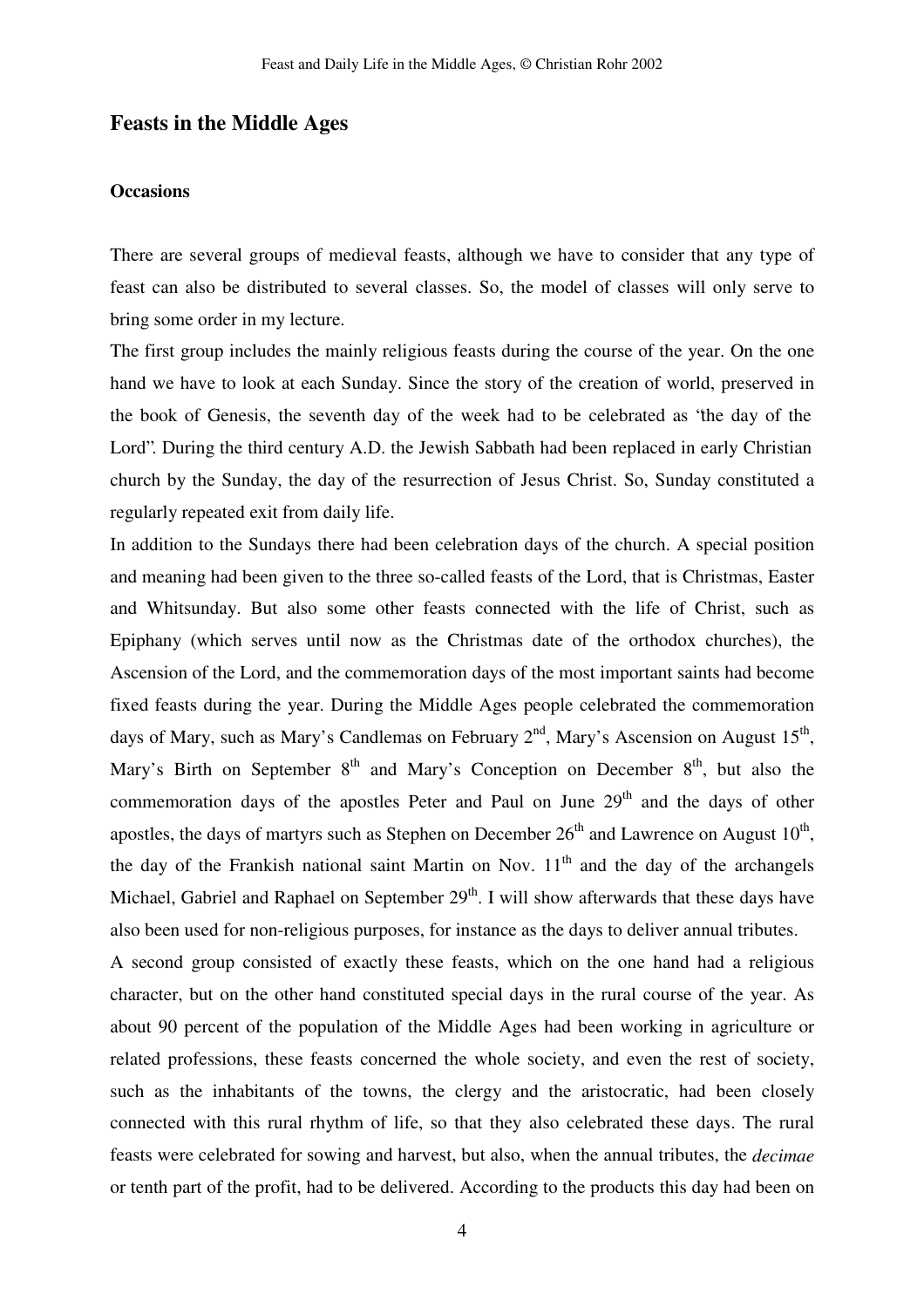## Feasts in the Middle Ages

### Occasions

There are several groups of medieval feasts, although we have to consider that any type of feast can also be distributed to several classes. So, the model of classes will only serve to bring some order in my lecture.

The first group includes the mainly religious feasts during the course of the year. On the one hand we have to look at each Sunday. Since the story of the creation of world, preserved in the book of Genesis, the seventh day of the week had to be celebrated as 'the day of the Lord". During the third century A.D. the Jewish Sabbath had been replaced in early Christian church by the Sunday, the day of the resurrection of Jesus Christ. So, Sunday constituted a regularly repeated exit from daily life.

In addition to the Sundays there had been celebration days of the church. A special position and meaning had been given to the three so-called feasts of the Lord, that is Christmas, Easter and Whitsunday. But also some other feasts connected with the life of Christ, such as Epiphany (which serves until now as the Christmas date of the orthodox churches), the Ascension of the Lord, and the commemoration days of the most important saints had become fixed feasts during the year. During the Middle Ages people celebrated the commemoration days of Mary, such as Mary's Candlemas on February 2nd, Mary's Ascension on August 15th, Mary's Birth on September 8th and Mary's Conception on December 8th, but also the commemoration days of the apostles Peter and Paul on June 29th and the days of other apostles, the days of martyrs such as Stephen on December 26th and Lawrence on August 10th, the day of the Frankish national saint Martin on Nov. 11th and the day of the archangels Michael, Gabriel and Raphael on September 29th. I will show afterwards that these days have also been used for non-religious purposes, for instance as the days to deliver annual tributes.

A second group consisted of exactly these feasts, which on the one hand had a religious character, but on the other hand constituted special days in the rural course of the year. As about 90 percent of the population of the Middle Ages had been working in agriculture or related professions, these feasts concerned the whole society, and even the rest of society, such as the inhabitants of the towns, the clergy and the aristocratic, had been closely connected with this rural rhythm of life, so that they also celebrated these days. The rural feasts were celebrated for sowing and harvest, but also, when the annual tributes, the *decimae* or tenth part of the profit, had to be delivered. According to the products this day had been on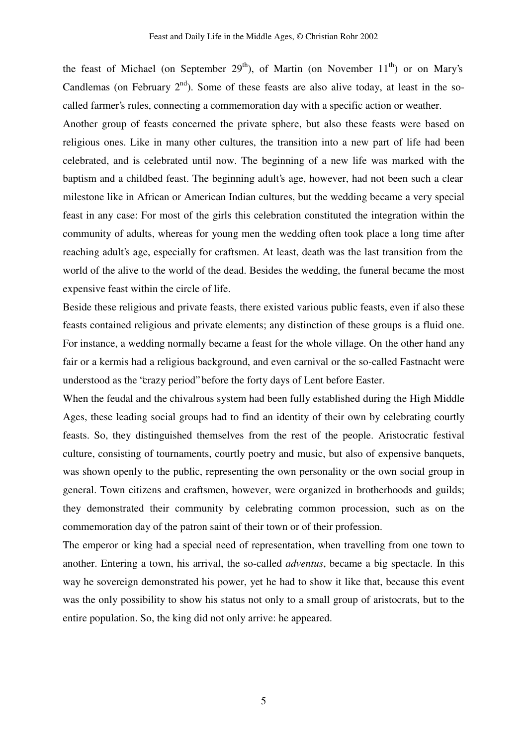the feast of Michael (on September 29th), of Martin (on November 11th) or on Mary's Candlemas (on February 2nd). Some of these feasts are also alive today, at least in the so-called farmer's rules, connecting a commemoration day with a specific action or weather.

Another group of feasts concerned the private sphere, but also these feasts were based on religious ones. Like in many other cultures, the transition into a new part of life had been celebrated, and is celebrated until now. The beginning of a new life was marked with the baptism and a childbed feast. The beginning adult's age, however, had not been such a clear milestone like in African or American Indian cultures, but the wedding became a very special feast in any case: For most of the girls this celebration constituted the integration within the community of adults, whereas for young men the wedding often took place a long time after reaching adult's age, especially for craftsmen. At least, death was the last transition from the world of the alive to the world of the dead. Besides the wedding, the funeral became the most expensive feast within the circle of life.

Beside these religious and private feasts, there existed various public feasts, even if also these feasts contained religious and private elements; any distinction of these groups is a fluid one. For instance, a wedding normally became a feast for the whole village. On the other hand any fair or a kermis had a religious background, and even carnival or the so-called Fastnacht were understood as the "crazy period" before the forty days of Lent before Easter.

When the feudal and the chivalrous system had been fully established during the High Middle Ages, these leading social groups had to find an identity of their own by celebrating courtly feasts. So, they distinguished themselves from the rest of the people. Aristocratic festival culture, consisting of tournaments, courtly poetry and music, but also of expensive banquets, was shown openly to the public, representing the own personality or the own social group in general. Town citizens and craftsmen, however, were organized in brotherhoods and guilds; they demonstrated their community by celebrating common procession, such as on the commemoration day of the patron saint of their town or of their profession.

The emperor or king had a special need of representation, when travelling from one town to another. Entering a town, his arrival, the so-called *adventus*, became a big spectacle. In this way he sovereign demonstrated his power, yet he had to show it like that, because this event was the only possibility to show his status not only to a small group of aristocrats, but to the entire population. So, the king did not only arrive: he appeared.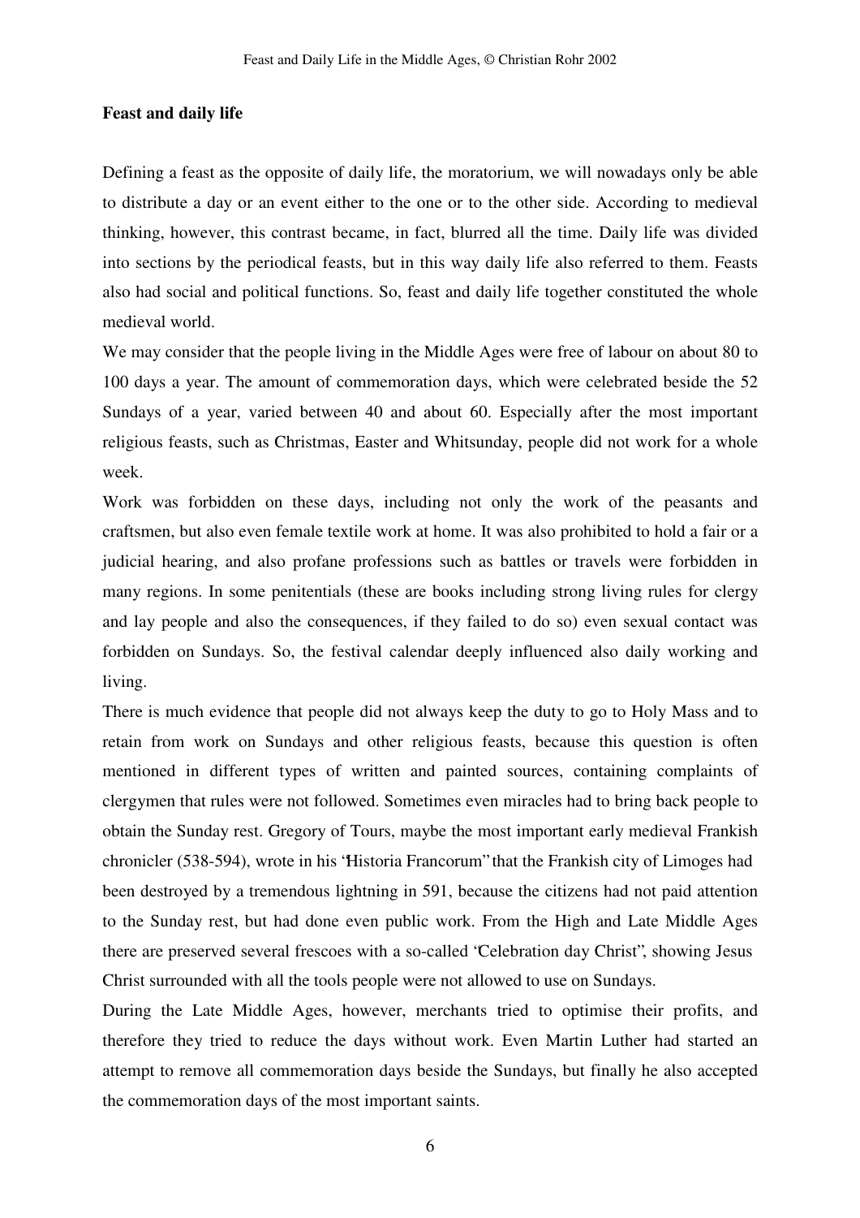**Feast and daily life**

Defining a feast as the opposite of daily life, the moratorium, we will nowadays only be able to distribute a day or an event either to the one or to the other side. According to medieval thinking, however, this contrast became, in fact, blurred all the time. Daily life was divided into sections by the periodical feasts, but in this way daily life also referred to them. Feasts also had social and political functions. So, feast and daily life together constituted the whole medieval world.

We may consider that the people living in the Middle Ages were free of labour on about 80 to 100 days a year. The amount of commemoration days, which were celebrated beside the 52 Sundays of a year, varied between 40 and about 60. Especially after the most important religious feasts, such as Christmas, Easter and Whitsunday, people did not work for a whole week.

Work was forbidden on these days, including not only the work of the peasants and craftsmen, but also even female textile work at home. It was also prohibited to hold a fair or a judicial hearing, and also profane professions such as battles or travels were forbidden in many regions. In some penitentials (these are books including strong living rules for clergy and lay people and also the consequences, if they failed to do so) even sexual contact was forbidden on Sundays. So, the festival calendar deeply influenced also daily working and living.

There is much evidence that people did not always keep the duty to go to Holy Mass and to retain from work on Sundays and other religious feasts, because this question is often mentioned in different types of written and painted sources, containing complaints of clergymen that rules were not followed. Sometimes even miracles had to bring back people to obtain the Sunday rest. Gregory of Tours, maybe the most important early medieval Frankish chronicler (538-594), wrote in his "Historia Francorum" that the Frankish city of Limoges had been destroyed by a tremendous lightning in 591, because the citizens had not paid attention to the Sunday rest, but had done even public work. From the High and Late Middle Ages there are preserved several frescoes with a so-called "Celebration day Christ", showing Jesus Christ surrounded with all the tools people were not allowed to use on Sundays.

During the Late Middle Ages, however, merchants tried to optimise their profits, and therefore they tried to reduce the days without work. Even Martin Luther had started an attempt to remove all commemoration days beside the Sundays, but finally he also accepted the commemoration days of the most important saints.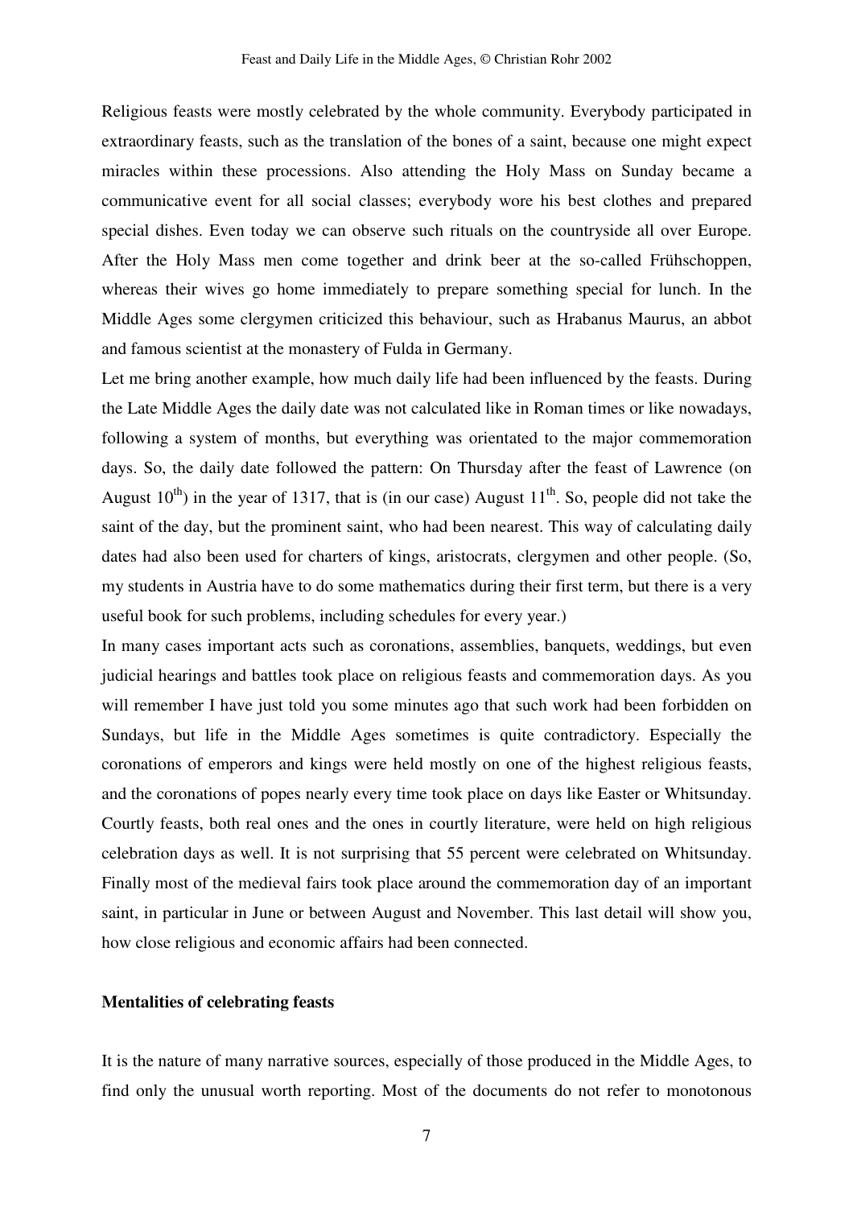Religious feasts were mostly celebrated by the whole community. Everybody participated in extraordinary feasts, such as the translation of the bones of a saint, because one might expect miracles within these processions. Also attending the Holy Mass on Sunday became a communicative event for all social classes; everybody wore his best clothes and prepared special dishes. Even today we can observe such rituals on the countryside all over Europe. After the Holy Mass men come together and drink beer at the so-called Frühschoppen, whereas their wives go home immediately to prepare something special for lunch. In the Middle Ages some clergymen criticized this behaviour, such as Hrabanus Maurus, an abbot and famous scientist at the monastery of Fulda in Germany.

Let me bring another example, how much daily life had been influenced by the feasts. During the Late Middle Ages the daily date was not calculated like in Roman times or like nowadays, following a system of months, but everything was orientated to the major commemoration days. So, the daily date followed the pattern: On Thursday after the feast of Lawrence (on August 10th) in the year of 1317, that is (in our case) August 11th. So, people did not take the saint of the day, but the prominent saint, who had been nearest. This way of calculating daily dates had also been used for charters of kings, aristocrats, clergymen and other people. (So, my students in Austria have to do some mathematics during their first term, but there is a very useful book for such problems, including schedules for every year.)

In many cases important acts such as coronations, assemblies, banquets, weddings, but even judicial hearings and battles took place on religious feasts and commemoration days. As you will remember I have just told you some minutes ago that such work had been forbidden on Sundays, but life in the Middle Ages sometimes is quite contradictory. Especially the coronations of emperors and kings were held mostly on one of the highest religious feasts, and the coronations of popes nearly every time took place on days like Easter or Whitsunday. Courtly feasts, both real ones and the ones in courtly literature, were held on high religious celebration days as well. It is not surprising that 55 percent were celebrated on Whitsunday. Finally most of the medieval fairs took place around the commemoration day of an important saint, in particular in June or between August and November. This last detail will show you, how close religious and economic affairs had been connected.

**Mentalities of celebrating feasts**

It is the nature of many narrative sources, especially of those produced in the Middle Ages, to find only the unusual worth reporting. Most of the documents do not refer to monotonous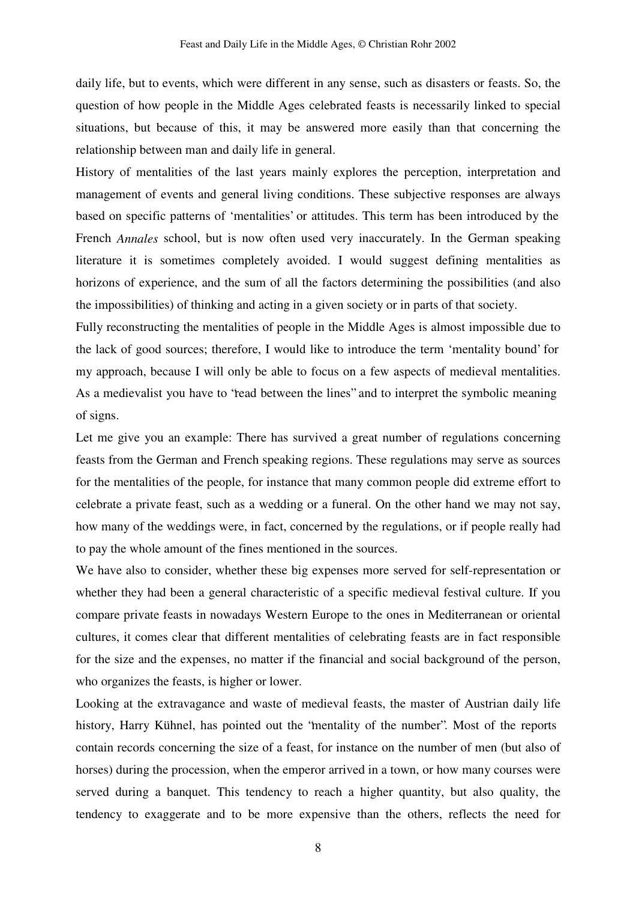daily life, but to events, which were different in any sense, such as disasters or feasts. So, the question of how people in the Middle Ages celebrated feasts is necessarily linked to special situations, but because of this, it may be answered more easily than that concerning the relationship between man and daily life in general.

History of mentalities of the last years mainly explores the perception, interpretation and management of events and general living conditions. These subjective responses are always based on specific patterns of 'mentalities' or attitudes. This term has been introduced by the French *Annales* school, but is now often used very inaccurately. In the German speaking literature it is sometimes completely avoided. I would suggest defining mentalities as horizons of experience, and the sum of all the factors determining the possibilities (and also the impossibilities) of thinking and acting in a given society or in parts of that society.

Fully reconstructing the mentalities of people in the Middle Ages is almost impossible due to the lack of good sources; therefore, I would like to introduce the term 'mentality bound' for my approach, because I will only be able to focus on a few aspects of medieval mentalities. As a medievalist you have to "read between the lines" and to interpret the symbolic meaning of signs.

Let me give you an example: There has survived a great number of regulations concerning feasts from the German and French speaking regions. These regulations may serve as sources for the mentalities of the people, for instance that many common people did extreme effort to celebrate a private feast, such as a wedding or a funeral. On the other hand we may not say, how many of the weddings were, in fact, concerned by the regulations, or if people really had to pay the whole amount of the fines mentioned in the sources.

We have also to consider, whether these big expenses more served for self-representation or whether they had been a general characteristic of a specific medieval festival culture. If you compare private feasts in nowadays Western Europe to the ones in Mediterranean or oriental cultures, it comes clear that different mentalities of celebrating feasts are in fact responsible for the size and the expenses, no matter if the financial and social background of the person, who organizes the feasts, is higher or lower.

Looking at the extravagance and waste of medieval feasts, the master of Austrian daily life history, Harry Kühnel, has pointed out the "mentality of the number". Most of the reports contain records concerning the size of a feast, for instance on the number of men (but also of horses) during the procession, when the emperor arrived in a town, or how many courses were served during a banquet. This tendency to reach a higher quantity, but also quality, the tendency to exaggerate and to be more expensive than the others, reflects the need for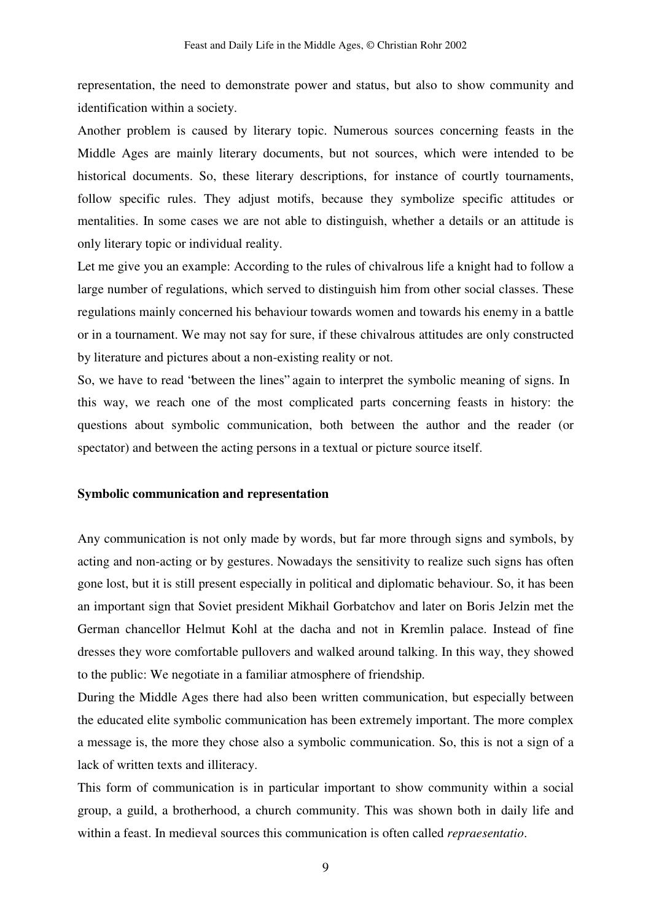representation, the need to demonstrate power and status, but also to show community and identification within a society.

Another problem is caused by literary topic. Numerous sources concerning feasts in the Middle Ages are mainly literary documents, but not sources, which were intended to be historical documents. So, these literary descriptions, for instance of courtly tournaments, follow specific rules. They adjust motifs, because they symbolize specific attitudes or mentalities. In some cases we are not able to distinguish, whether a details or an attitude is only literary topic or individual reality.

Let me give you an example: According to the rules of chivalrous life a knight had to follow a large number of regulations, which served to distinguish him from other social classes. These regulations mainly concerned his behaviour towards women and towards his enemy in a battle or in a tournament. We may not say for sure, if these chivalrous attitudes are only constructed by literature and pictures about a non-existing reality or not.

So, we have to read "between the lines" again to interpret the symbolic meaning of signs. In this way, we reach one of the most complicated parts concerning feasts in history: the questions about symbolic communication, both between the author and the reader (or spectator) and between the acting persons in a textual or picture source itself.

**Symbolic communication and representation**

Any communication is not only made by words, but far more through signs and symbols, by acting and non-acting or by gestures. Nowadays the sensitivity to realize such signs has often gone lost, but it is still present especially in political and diplomatic behaviour. So, it has been an important sign that Soviet president Mikhail Gorbatchov and later on Boris Jelzin met the German chancellor Helmut Kohl at the dacha and not in Kremlin palace. Instead of fine dresses they wore comfortable pullovers and walked around talking. In this way, they showed to the public: We negotiate in a familiar atmosphere of friendship.

During the Middle Ages there had also been written communication, but especially between the educated elite symbolic communication has been extremely important. The more complex a message is, the more they chose also a symbolic communication. So, this is not a sign of a lack of written texts and illiteracy.

This form of communication is in particular important to show community within a social group, a guild, a brotherhood, a church community. This was shown both in daily life and within a feast. In medieval sources this communication is often called *repraesentatio*.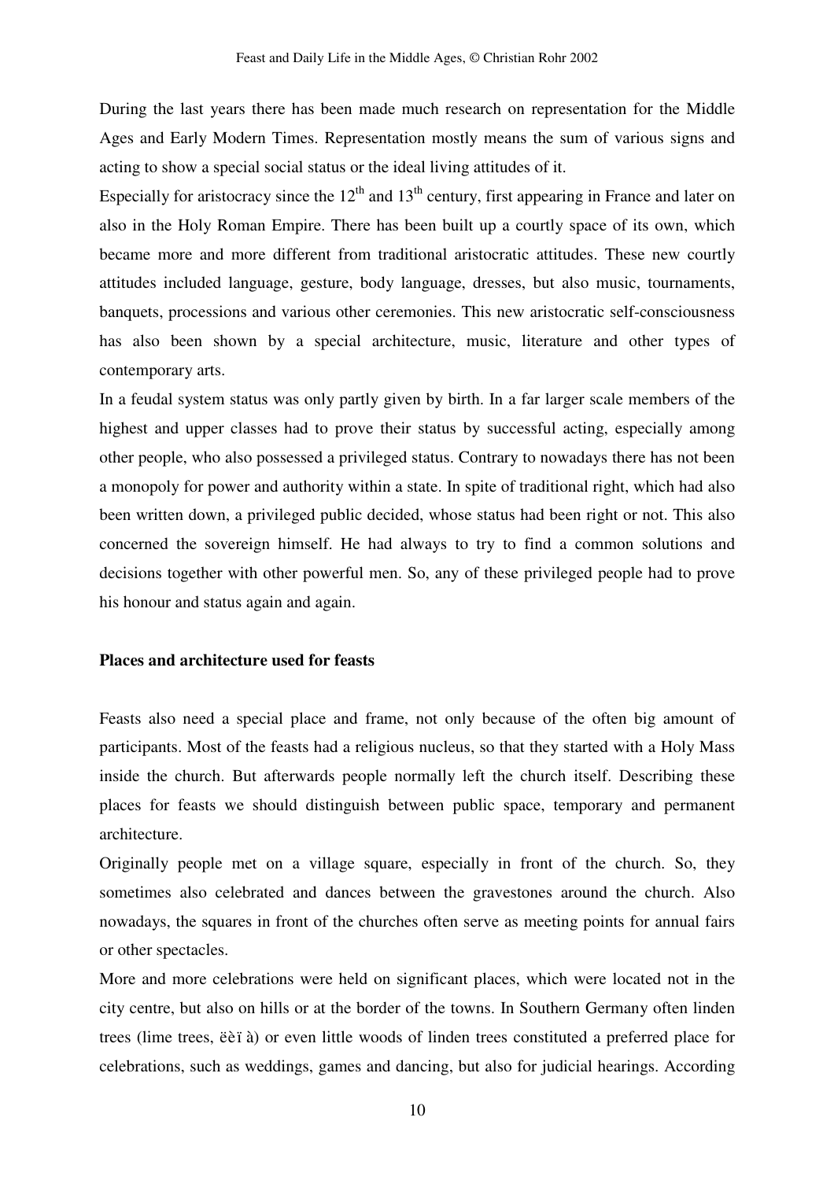During the last years there has been made much research on representation for the Middle Ages and Early Modern Times. Representation mostly means the sum of various signs and acting to show a special social status or the ideal living attitudes of it.

Especially for aristocracy since the 12th and 13th century, first appearing in France and later on also in the Holy Roman Empire. There has been built up a courtly space of its own, which became more and more different from traditional aristocratic attitudes. These new courtly attitudes included language, gesture, body language, dresses, but also music, tournaments, banquets, processions and various other ceremonies. This new aristocratic self-consciousness has also been shown by a special architecture, music, literature and other types of contemporary arts.

In a feudal system status was only partly given by birth. In a far larger scale members of the highest and upper classes had to prove their status by successful acting, especially among other people, who also possessed a privileged status. Contrary to nowadays there has not been a monopoly for power and authority within a state. In spite of traditional right, which had also been written down, a privileged public decided, whose status had been right or not. This also concerned the sovereign himself. He had always to try to find a common solutions and decisions together with other powerful men. So, any of these privileged people had to prove his honour and status again and again.

**Places and architecture used for feasts**

Feasts also need a special place and frame, not only because of the often big amount of participants. Most of the feasts had a religious nucleus, so that they started with a Holy Mass inside the church. But afterwards people normally left the church itself. Describing these places for feasts we should distinguish between public space, temporary and permanent architecture.

Originally people met on a village square, especially in front of the church. So, they sometimes also celebrated and dances between the gravestones around the church. Also nowadays, the squares in front of the churches often serve as meeting points for annual fairs or other spectacles.

More and more celebrations were held on significant places, which were located not in the city centre, but also on hills or at the border of the towns. In Southern Germany often linden trees (lime trees, ëèï à) or even little woods of linden trees constituted a preferred place for celebrations, such as weddings, games and dancing, but also for judicial hearings. According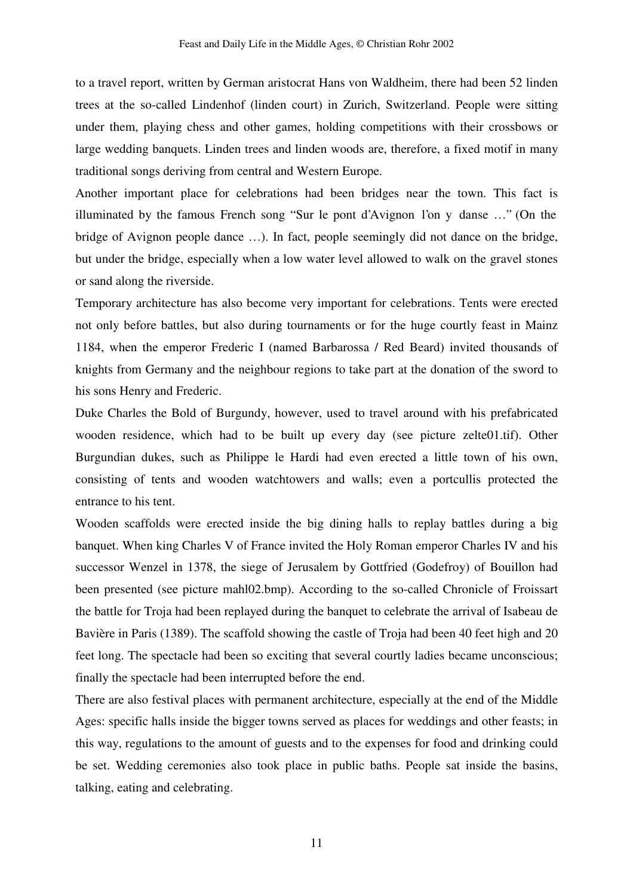to a travel report, written by German aristocrat Hans von Waldheim, there had been 52 linden trees at the so-called Lindenhof (linden court) in Zurich, Switzerland. People were sitting under them, playing chess and other games, holding competitions with their crossbows or large wedding banquets. Linden trees and linden woods are, therefore, a fixed motif in many traditional songs deriving from central and Western Europe.

Another important place for celebrations had been bridges near the town. This fact is illuminated by the famous French song "Sur le pont d'Avignon l'on y danse …" (On the bridge of Avignon people dance …). In fact, people seemingly did not dance on the bridge, but under the bridge, especially when a low water level allowed to walk on the gravel stones or sand along the riverside.

Temporary architecture has also become very important for celebrations. Tents were erected not only before battles, but also during tournaments or for the huge courtly feast in Mainz 1184, when the emperor Frederic I (named Barbarossa / Red Beard) invited thousands of knights from Germany and the neighbour regions to take part at the donation of the sword to his sons Henry and Frederic.

Duke Charles the Bold of Burgundy, however, used to travel around with his prefabricated wooden residence, which had to be built up every day (see picture zelte01.tif). Other Burgundian dukes, such as Philippe le Hardi had even erected a little town of his own, consisting of tents and wooden watchtowers and walls; even a portcullis protected the entrance to his tent.

Wooden scaffolds were erected inside the big dining halls to replay battles during a big banquet. When king Charles V of France invited the Holy Roman emperor Charles IV and his successor Wenzel in 1378, the siege of Jerusalem by Gottfried (Godefroy) of Bouillon had been presented (see picture mahl02.bmp). According to the so-called Chronicle of Froissart the battle for Troja had been replayed during the banquet to celebrate the arrival of Isabeau de Bavière in Paris (1389). The scaffold showing the castle of Troja had been 40 feet high and 20 feet long. The spectacle had been so exciting that several courtly ladies became unconscious; finally the spectacle had been interrupted before the end.

There are also festival places with permanent architecture, especially at the end of the Middle Ages: specific halls inside the bigger towns served as places for weddings and other feasts; in this way, regulations to the amount of guests and to the expenses for food and drinking could be set. Wedding ceremonies also took place in public baths. People sat inside the basins, talking, eating and celebrating.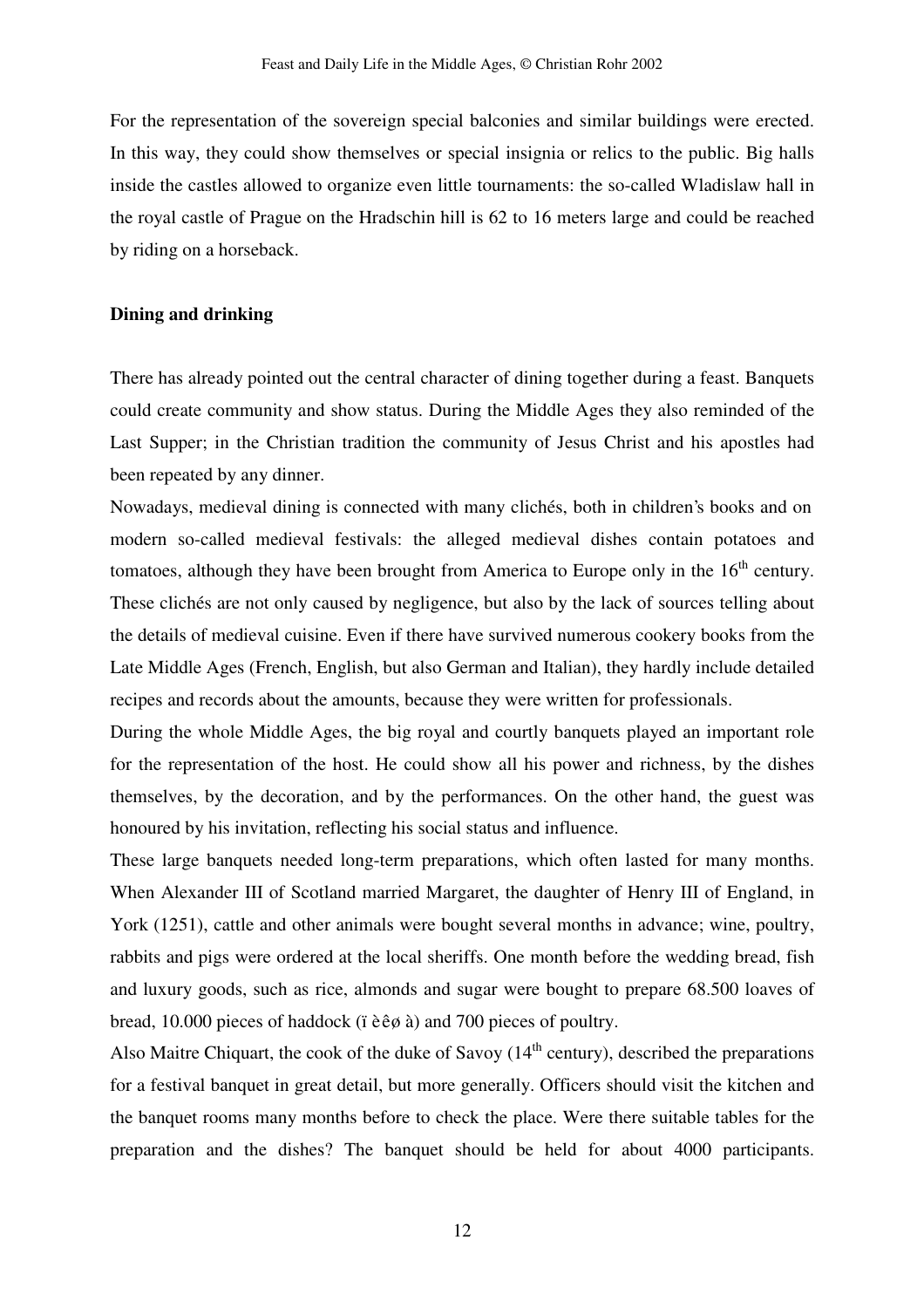For the representation of the sovereign special balconies and similar buildings were erected. In this way, they could show themselves or special insignia or relics to the public. Big halls inside the castles allowed to organize even little tournaments: the so-called Wladislaw hall in the royal castle of Prague on the Hradschin hill is 62 to 16 meters large and could be reached by riding on a horseback.

**Dining and drinking**

There has already pointed out the central character of dining together during a feast. Banquets could create community and show status. During the Middle Ages they also reminded of the Last Supper; in the Christian tradition the community of Jesus Christ and his apostles had been repeated by any dinner.

Nowadays, medieval dining is connected with many clichés, both in children's books and on modern so-called medieval festivals: the alleged medieval dishes contain potatoes and tomatoes, although they have been brought from America to Europe only in the 16th century. These clichés are not only caused by negligence, but also by the lack of sources telling about the details of medieval cuisine. Even if there have survived numerous cookery books from the Late Middle Ages (French, English, but also German and Italian), they hardly include detailed recipes and records about the amounts, because they were written for professionals.

During the whole Middle Ages, the big royal and courtly banquets played an important role for the representation of the host. He could show all his power and richness, by the dishes themselves, by the decoration, and by the performances. On the other hand, the guest was honoured by his invitation, reflecting his social status and influence.

These large banquets needed long-term preparations, which often lasted for many months. When Alexander III of Scotland married Margaret, the daughter of Henry III of England, in York (1251), cattle and other animals were bought several months in advance; wine, poultry, rabbits and pigs were ordered at the local sheriffs. One month before the wedding bread, fish and luxury goods, such as rice, almonds and sugar were bought to prepare 68.500 loaves of bread, 10.000 pieces of haddock (ï èêø à) and 700 pieces of poultry.

Also Maitre Chiquart, the cook of the duke of Savoy (14th century), described the preparations for a festival banquet in great detail, but more generally. Officers should visit the kitchen and the banquet rooms many months before to check the place. Were there suitable tables for the preparation and the dishes? The banquet should be held for about 4000 participants.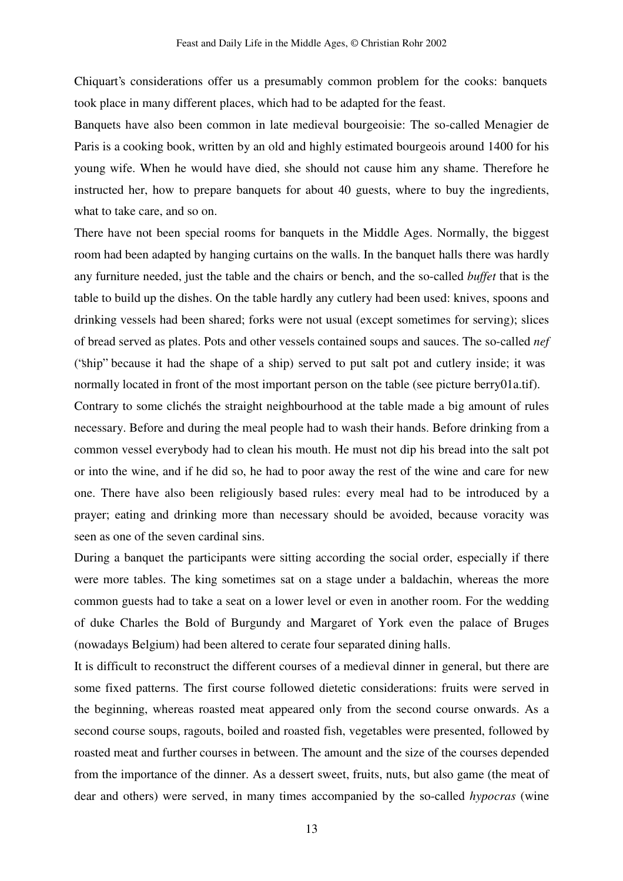Chiquart's considerations offer us a presumably common problem for the cooks: banquets took place in many different places, which had to be adapted for the feast.

Banquets have also been common in late medieval bourgeoisie: The so-called Menagier de Paris is a cooking book, written by an old and highly estimated bourgeois around 1400 for his young wife. When he would have died, she should not cause him any shame. Therefore he instructed her, how to prepare banquets for about 40 guests, where to buy the ingredients, what to take care, and so on.

There have not been special rooms for banquets in the Middle Ages. Normally, the biggest room had been adapted by hanging curtains on the walls. In the banquet halls there was hardly any furniture needed, just the table and the chairs or bench, and the so-called *buffet* that is the table to build up the dishes. On the table hardly any cutlery had been used: knives, spoons and drinking vessels had been shared; forks were not usual (except sometimes for serving); slices of bread served as plates. Pots and other vessels contained soups and sauces. The so-called *nef* ("ship" because it had the shape of a ship) served to put salt pot and cutlery inside; it was normally located in front of the most important person on the table (see picture berry01a.tif).

Contrary to some clichés the straight neighbourhood at the table made a big amount of rules necessary. Before and during the meal people had to wash their hands. Before drinking from a common vessel everybody had to clean his mouth. He must not dip his bread into the salt pot or into the wine, and if he did so, he had to poor away the rest of the wine and care for new one. There have also been religiously based rules: every meal had to be introduced by a prayer; eating and drinking more than necessary should be avoided, because voracity was seen as one of the seven cardinal sins.

During a banquet the participants were sitting according the social order, especially if there were more tables. The king sometimes sat on a stage under a baldachin, whereas the more common guests had to take a seat on a lower level or even in another room. For the wedding of duke Charles the Bold of Burgundy and Margaret of York even the palace of Bruges (nowadays Belgium) had been altered to cerate four separated dining halls.

It is difficult to reconstruct the different courses of a medieval dinner in general, but there are some fixed patterns. The first course followed dietetic considerations: fruits were served in the beginning, whereas roasted meat appeared only from the second course onwards. As a second course soups, ragouts, boiled and roasted fish, vegetables were presented, followed by roasted meat and further courses in between. The amount and the size of the courses depended from the importance of the dinner. As a dessert sweet, fruits, nuts, but also game (the meat of dear and others) were served, in many times accompanied by the so-called *hypocras* (wine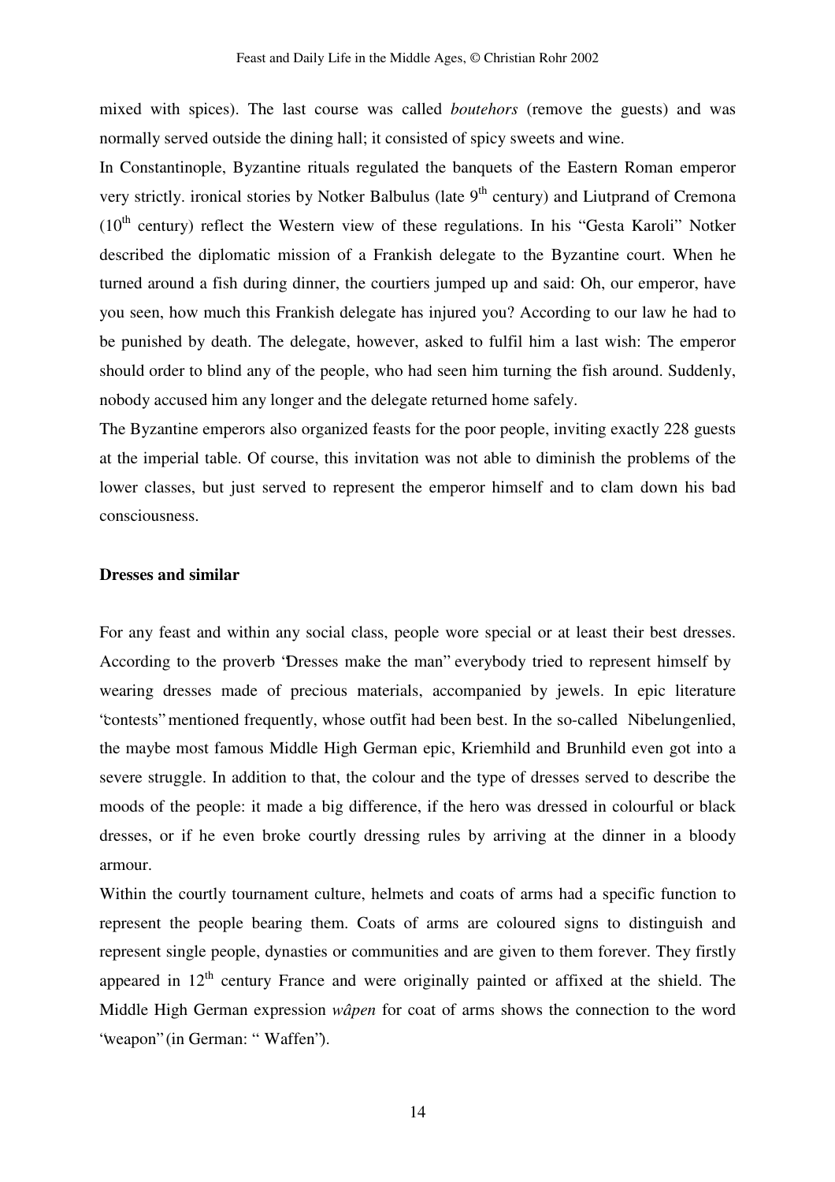mixed with spices). The last course was called *boutehors* (remove the guests) and was normally served outside the dining hall; it consisted of spicy sweets and wine.

In Constantinople, Byzantine rituals regulated the banquets of the Eastern Roman emperor very strictly. ironical stories by Notker Balbulus (late 9th century) and Liutprand of Cremona (10th century) reflect the Western view of these regulations. In his "Gesta Karoli" Notker described the diplomatic mission of a Frankish delegate to the Byzantine court. When he turned around a fish during dinner, the courtiers jumped up and said: Oh, our emperor, have you seen, how much this Frankish delegate has injured you? According to our law he had to be punished by death. The delegate, however, asked to fulfil him a last wish: The emperor should order to blind any of the people, who had seen him turning the fish around. Suddenly, nobody accused him any longer and the delegate returned home safely.

The Byzantine emperors also organized feasts for the poor people, inviting exactly 228 guests at the imperial table. Of course, this invitation was not able to diminish the problems of the lower classes, but just served to represent the emperor himself and to clam down his bad consciousness.

**Dresses and similar**

For any feast and within any social class, people wore special or at least their best dresses. According to the proverb "Dresses make the man" everybody tried to represent himself by wearing dresses made of precious materials, accompanied by jewels. In epic literature "contests" mentioned frequently, whose outfit had been best. In the so-called Nibelungenlied, the maybe most famous Middle High German epic, Kriemhild and Brunhild even got into a severe struggle. In addition to that, the colour and the type of dresses served to describe the moods of the people: it made a big difference, if the hero was dressed in colourful or black dresses, or if he even broke courtly dressing rules by arriving at the dinner in a bloody armour.

Within the courtly tournament culture, helmets and coats of arms had a specific function to represent the people bearing them. Coats of arms are coloured signs to distinguish and represent single people, dynasties or communities and are given to them forever. They firstly appeared in 12th century France and were originally painted or affixed at the shield. The Middle High German expression *wâpen* for coat of arms shows the connection to the word "weapon" (in German: " Waffen").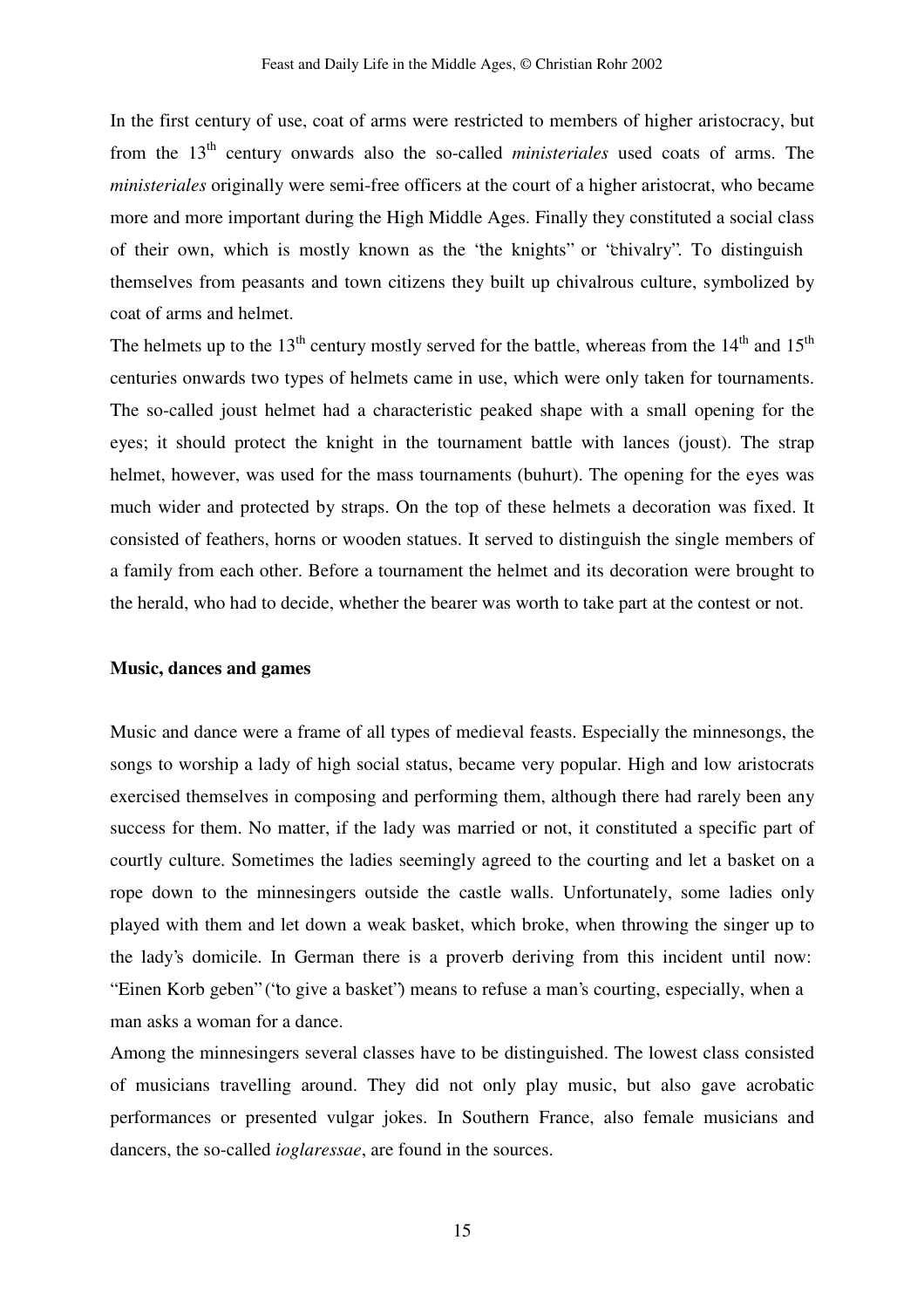In the first century of use, coat of arms were restricted to members of higher aristocracy, but from the 13th century onwards also the so-called *ministeriales* used coats of arms. The *ministeriales* originally were semi-free officers at the court of a higher aristocrat, who became more and more important during the High Middle Ages. Finally they constituted a social class of their own, which is mostly known as the "the knights" or "chivalry". To distinguish themselves from peasants and town citizens they built up chivalrous culture, symbolized by coat of arms and helmet.

The helmets up to the 13th century mostly served for the battle, whereas from the 14th and 15th centuries onwards two types of helmets came in use, which were only taken for tournaments. The so-called joust helmet had a characteristic peaked shape with a small opening for the eyes; it should protect the knight in the tournament battle with lances (joust). The strap helmet, however, was used for the mass tournaments (buhurt). The opening for the eyes was much wider and protected by straps. On the top of these helmets a decoration was fixed. It consisted of feathers, horns or wooden statues. It served to distinguish the single members of a family from each other. Before a tournament the helmet and its decoration were brought to the herald, who had to decide, whether the bearer was worth to take part at the contest or not.

**Music, dances and games**

Music and dance were a frame of all types of medieval feasts. Especially the minnesongs, the songs to worship a lady of high social status, became very popular. High and low aristocrats exercised themselves in composing and performing them, although there had rarely been any success for them. No matter, if the lady was married or not, it constituted a specific part of courtly culture. Sometimes the ladies seemingly agreed to the courting and let a basket on a rope down to the minnesingers outside the castle walls. Unfortunately, some ladies only played with them and let down a weak basket, which broke, when throwing the singer up to the lady's domicile. In German there is a proverb deriving from this incident until now: "Einen Korb geben" ('to give a basket') means to refuse a man's courting, especially, when a man asks a woman for a dance.

Among the minnesingers several classes have to be distinguished. The lowest class consisted of musicians travelling around. They did not only play music, but also gave acrobatic performances or presented vulgar jokes. In Southern France, also female musicians and dancers, the so-called *ioglaressae*, are found in the sources.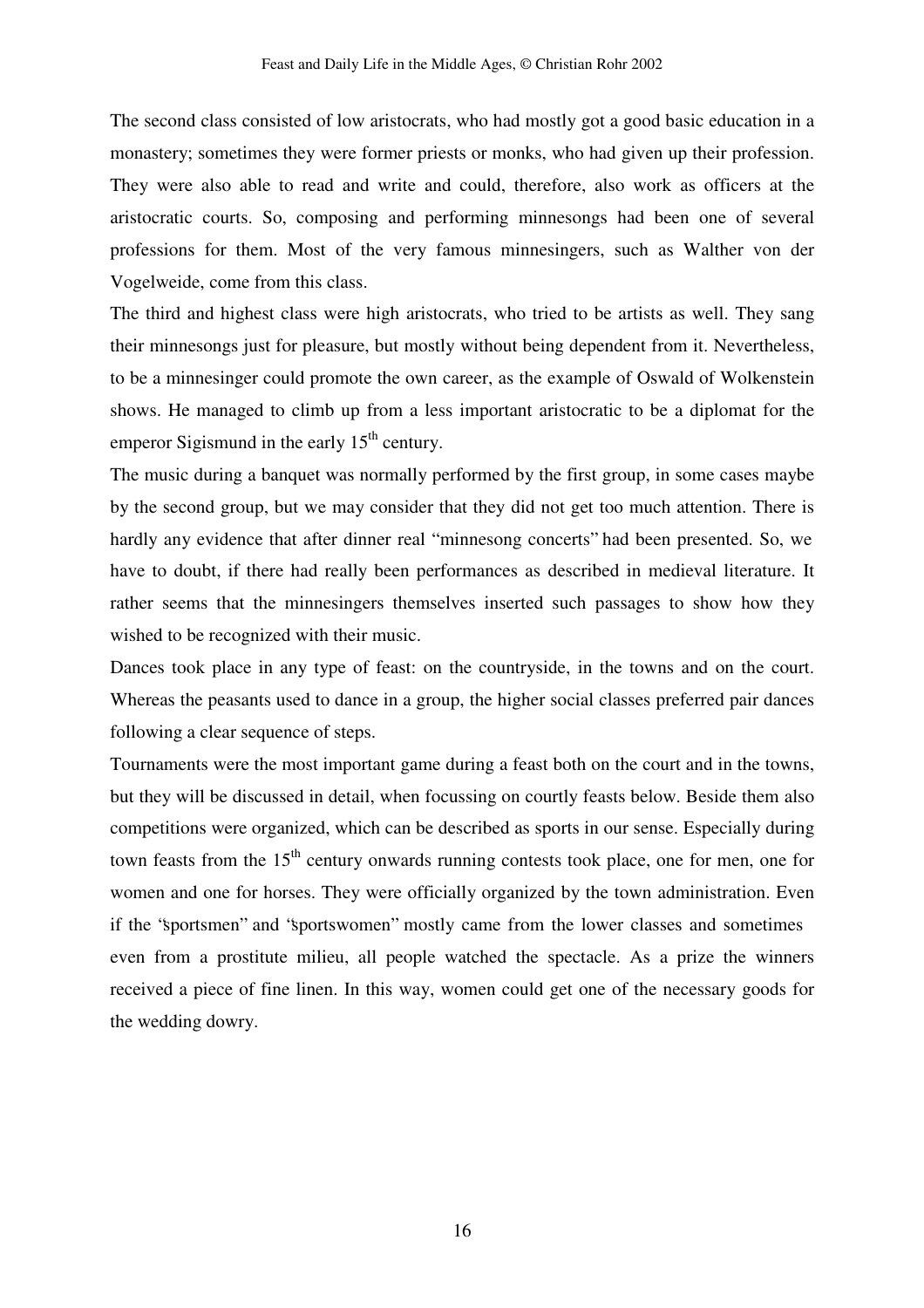The second class consisted of low aristocrats, who had mostly got a good basic education in a monastery; sometimes they were former priests or monks, who had given up their profession. They were also able to read and write and could, therefore, also work as officers at the aristocratic courts. So, composing and performing minnesongs had been one of several professions for them. Most of the very famous minnesingers, such as Walther von der Vogelweide, come from this class.

The third and highest class were high aristocrats, who tried to be artists as well. They sang their minnesongs just for pleasure, but mostly without being dependent from it. Nevertheless, to be a minnesinger could promote the own career, as the example of Oswald of Wolkenstein shows. He managed to climb up from a less important aristocratic to be a diplomat for the emperor Sigismund in the early 15th century.

The music during a banquet was normally performed by the first group, in some cases maybe by the second group, but we may consider that they did not get too much attention. There is hardly any evidence that after dinner real "minnesong concerts" had been presented. So, we have to doubt, if there had really been performances as described in medieval literature. It rather seems that the minnesingers themselves inserted such passages to show how they wished to be recognized with their music.

Dances took place in any type of feast: on the countryside, in the towns and on the court. Whereas the peasants used to dance in a group, the higher social classes preferred pair dances following a clear sequence of steps.

Tournaments were the most important game during a feast both on the court and in the towns, but they will be discussed in detail, when focussing on courtly feasts below. Beside them also competitions were organized, which can be described as sports in our sense. Especially during town feasts from the 15th century onwards running contests took place, one for men, one for women and one for horses. They were officially organized by the town administration. Even if the "sportsmen" and "sportswomen" mostly came from the lower classes and sometimes even from a prostitute milieu, all people watched the spectacle. As a prize the winners received a piece of fine linen. In this way, women could get one of the necessary goods for the wedding dowry.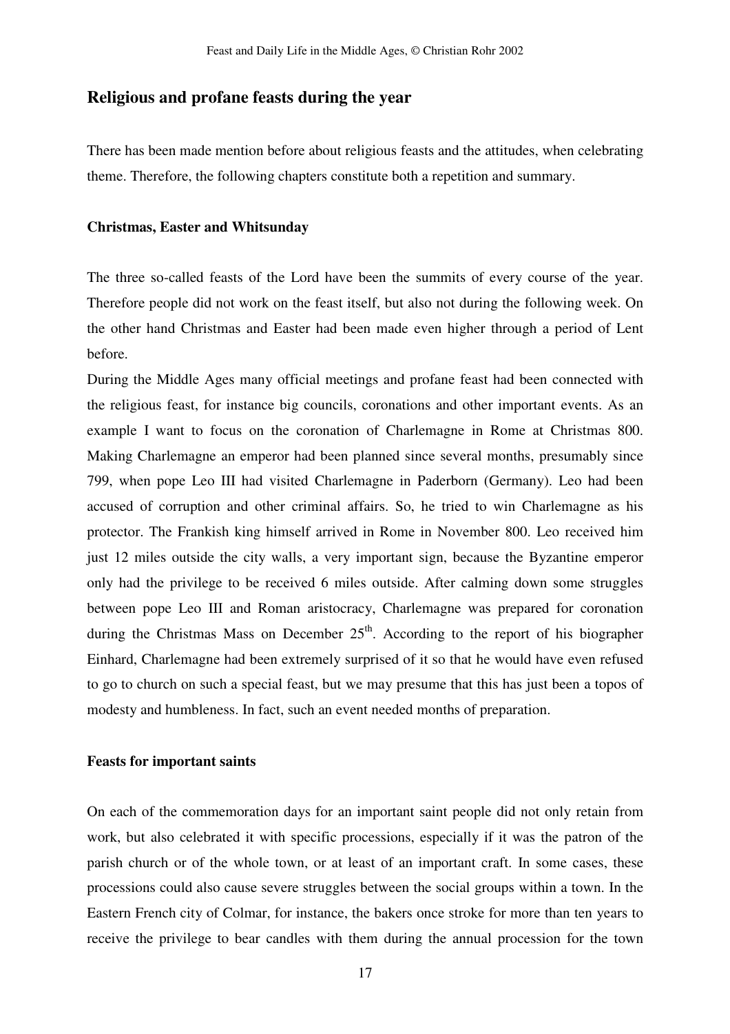## Religious and profane feasts during the year

There has been made mention before about religious feasts and the attitudes, when celebrating theme. Therefore, the following chapters constitute both a repetition and summary.

### Christmas, Easter and Whitsunday

The three so-called feasts of the Lord have been the summits of every course of the year. Therefore people did not work on the feast itself, but also not during the following week. On the other hand Christmas and Easter had been made even higher through a period of Lent before.

During the Middle Ages many official meetings and profane feast had been connected with the religious feast, for instance big councils, coronations and other important events. As an example I want to focus on the coronation of Charlemagne in Rome at Christmas 800. Making Charlemagne an emperor had been planned since several months, presumably since 799, when pope Leo III had visited Charlemagne in Paderborn (Germany). Leo had been accused of corruption and other criminal affairs. So, he tried to win Charlemagne as his protector. The Frankish king himself arrived in Rome in November 800. Leo received him just 12 miles outside the city walls, a very important sign, because the Byzantine emperor only had the privilege to be received 6 miles outside. After calming down some struggles between pope Leo III and Roman aristocracy, Charlemagne was prepared for coronation during the Christmas Mass on December 25th. According to the report of his biographer Einhard, Charlemagne had been extremely surprised of it so that he would have even refused to go to church on such a special feast, but we may presume that this has just been a topos of modesty and humbleness. In fact, such an event needed months of preparation.

### Feasts for important saints

On each of the commemoration days for an important saint people did not only retain from work, but also celebrated it with specific processions, especially if it was the patron of the parish church or of the whole town, or at least of an important craft. In some cases, these processions could also cause severe struggles between the social groups within a town. In the Eastern French city of Colmar, for instance, the bakers once stroke for more than ten years to receive the privilege to bear candles with them during the annual procession for the town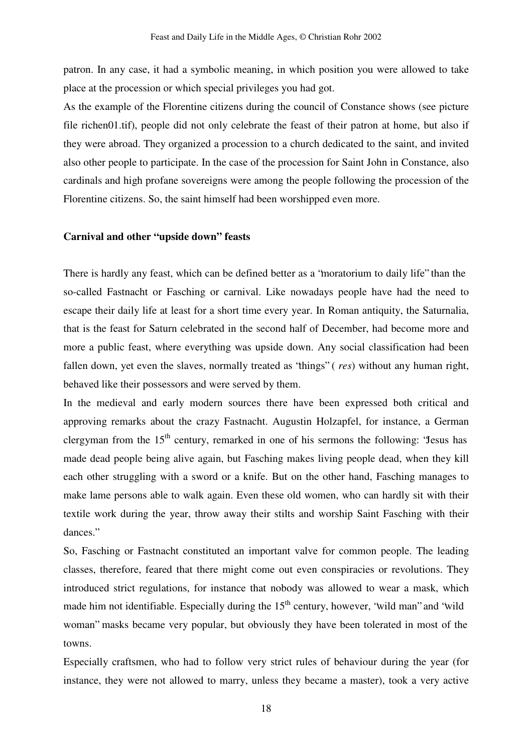patron. In any case, it had a symbolic meaning, in which position you were allowed to take place at the procession or which special privileges you had got.

As the example of the Florentine citizens during the council of Constance shows (see picture file richen01.tif), people did not only celebrate the feast of their patron at home, but also if they were abroad. They organized a procession to a church dedicated to the saint, and invited also other people to participate. In the case of the procession for Saint John in Constance, also cardinals and high profane sovereigns were among the people following the procession of the Florentine citizens. So, the saint himself had been worshipped even more.

**Carnival and other "upside down" feasts**

There is hardly any feast, which can be defined better as a "moratorium to daily life" than the so-called Fastnacht or Fasching or carnival. Like nowadays people have had the need to escape their daily life at least for a short time every year. In Roman antiquity, the Saturnalia, that is the feast for Saturn celebrated in the second half of December, had become more and more a public feast, where everything was upside down. Any social classification had been fallen down, yet even the slaves, normally treated as "things" ( *res*) without any human right, behaved like their possessors and were served by them.

In the medieval and early modern sources there have been expressed both critical and approving remarks about the crazy Fastnacht. Augustin Holzapfel, for instance, a German clergyman from the 15th century, remarked in one of his sermons the following: "Jesus has made dead people being alive again, but Fasching makes living people dead, when they kill each other struggling with a sword or a knife. But on the other hand, Fasching manages to make lame persons able to walk again. Even these old women, who can hardly sit with their textile work during the year, throw away their stilts and worship Saint Fasching with their dances."

So, Fasching or Fastnacht constituted an important valve for common people. The leading classes, therefore, feared that there might come out even conspiracies or revolutions. They introduced strict regulations, for instance that nobody was allowed to wear a mask, which made him not identifiable. Especially during the 15th century, however, "wild man" and "wild woman" masks became very popular, but obviously they have been tolerated in most of the towns.

Especially craftsmen, who had to follow very strict rules of behaviour during the year (for instance, they were not allowed to marry, unless they became a master), took a very active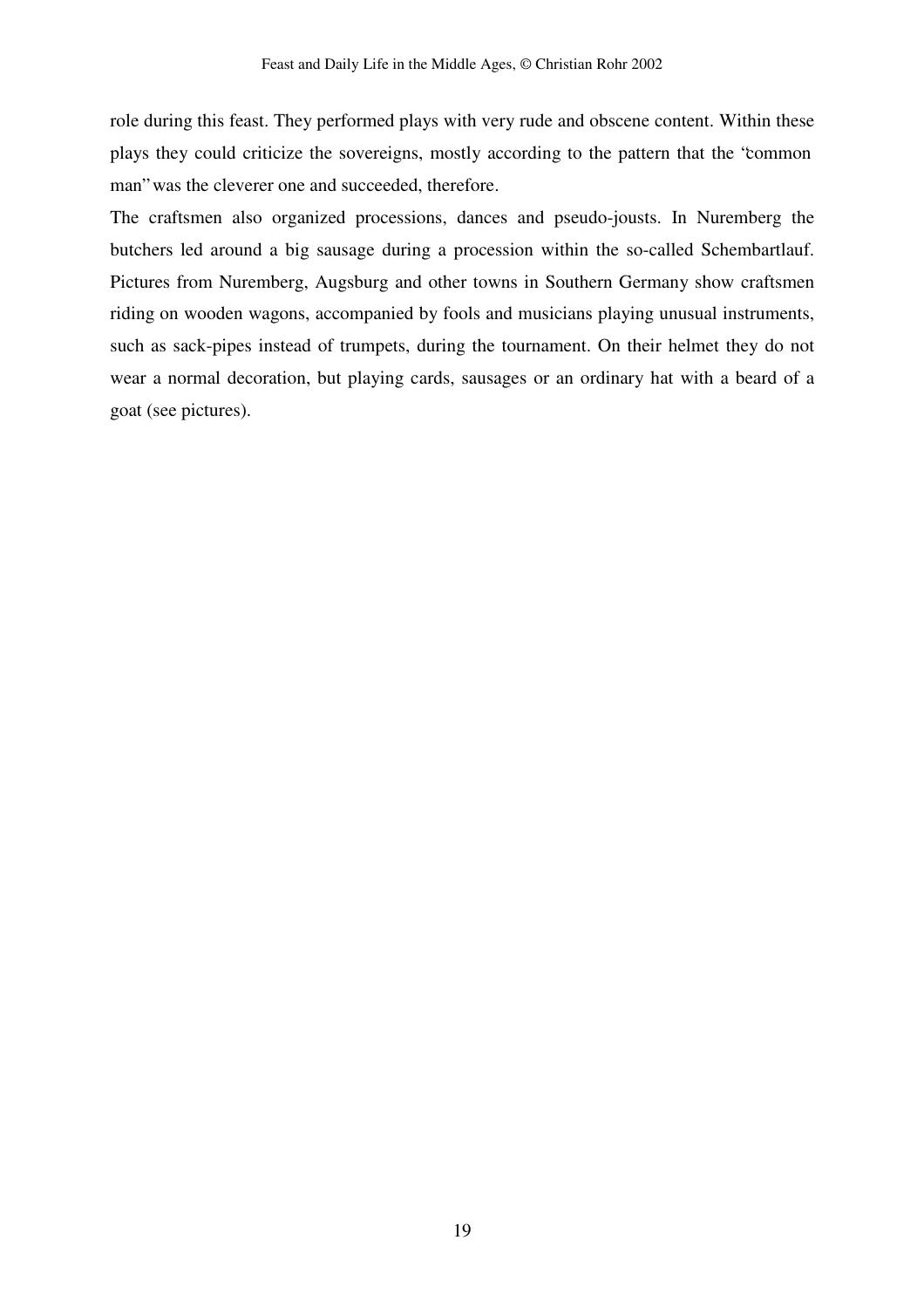role during this feast. They performed plays with very rude and obscene content. Within these plays they could criticize the sovereigns, mostly according to the pattern that the "common man" was the cleverer one and succeeded, therefore.

The craftsmen also organized processions, dances and pseudo-jousts. In Nuremberg the butchers led around a big sausage during a procession within the so-called Schembartlauf. Pictures from Nuremberg, Augsburg and other towns in Southern Germany show craftsmen riding on wooden wagons, accompanied by fools and musicians playing unusual instruments, such as sack-pipes instead of trumpets, during the tournament. On their helmet they do not wear a normal decoration, but playing cards, sausages or an ordinary hat with a beard of a goat (see pictures).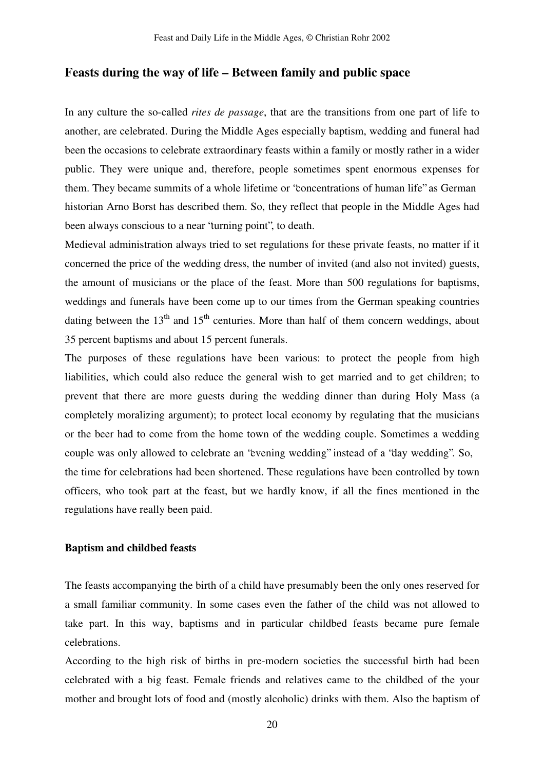## Feasts during the way of life – Between family and public space

In any culture the so-called *rites de passage*, that are the transitions from one part of life to another, are celebrated. During the Middle Ages especially baptism, wedding and funeral had been the occasions to celebrate extraordinary feasts within a family or mostly rather in a wider public. They were unique and, therefore, people sometimes spent enormous expenses for them. They became summits of a whole lifetime or "concentrations of human life" as German historian Arno Borst has described them. So, they reflect that people in the Middle Ages had been always conscious to a near "turning point", to death.

Medieval administration always tried to set regulations for these private feasts, no matter if it concerned the price of the wedding dress, the number of invited (and also not invited) guests, the amount of musicians or the place of the feast. More than 500 regulations for baptisms, weddings and funerals have been come up to our times from the German speaking countries dating between the 13th and 15th centuries. More than half of them concern weddings, about 35 percent baptisms and about 15 percent funerals.

The purposes of these regulations have been various: to protect the people from high liabilities, which could also reduce the general wish to get married and to get children; to prevent that there are more guests during the wedding dinner than during Holy Mass (a completely moralizing argument); to protect local economy by regulating that the musicians or the beer had to come from the home town of the wedding couple. Sometimes a wedding couple was only allowed to celebrate an "evening wedding" instead of a "day wedding". So, the time for celebrations had been shortened. These regulations have been controlled by town officers, who took part at the feast, but we hardly know, if all the fines mentioned in the regulations have really been paid.

### Baptism and childbed feasts

The feasts accompanying the birth of a child have presumably been the only ones reserved for a small familiar community. In some cases even the father of the child was not allowed to take part. In this way, baptisms and in particular childbed feasts became pure female celebrations.

According to the high risk of births in pre-modern societies the successful birth had been celebrated with a big feast. Female friends and relatives came to the childbed of the your mother and brought lots of food and (mostly alcoholic) drinks with them. Also the baptism of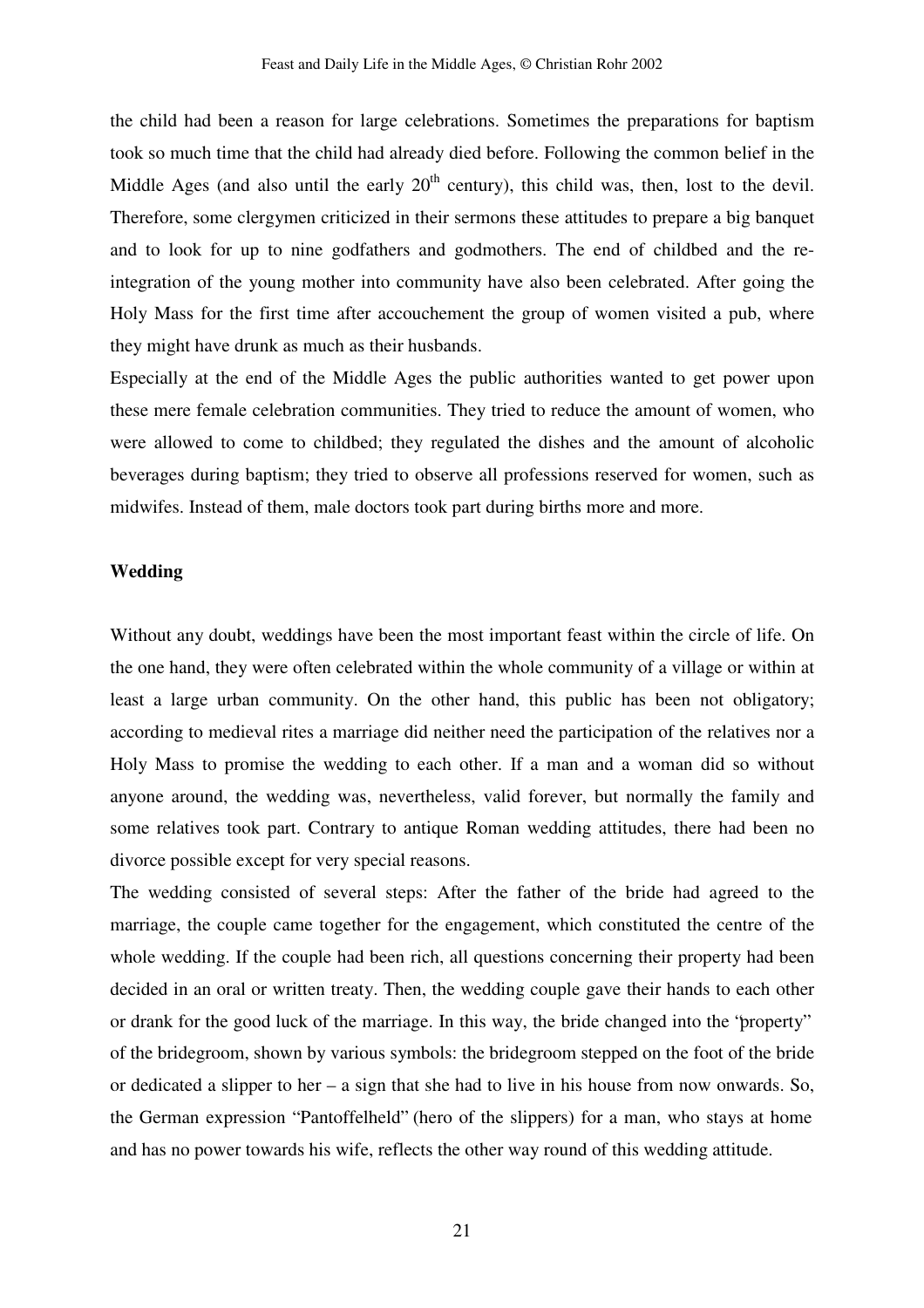the child had been a reason for large celebrations. Sometimes the preparations for baptism took so much time that the child had already died before. Following the common belief in the Middle Ages (and also until the early 20$^{th}$ century), this child was, then, lost to the devil. Therefore, some clergymen criticized in their sermons these attitudes to prepare a big banquet and to look for up to nine godfathers and godmothers. The end of childbed and the re-integration of the young mother into community have also been celebrated. After going the Holy Mass for the first time after accouchement the group of women visited a pub, where they might have drunk as much as their husbands.

Especially at the end of the Middle Ages the public authorities wanted to get power upon these mere female celebration communities. They tried to reduce the amount of women, who were allowed to come to childbed; they regulated the dishes and the amount of alcoholic beverages during baptism; they tried to observe all professions reserved for women, such as midwifes. Instead of them, male doctors took part during births more and more.

**Wedding**

Without any doubt, weddings have been the most important feast within the circle of life. On the one hand, they were often celebrated within the whole community of a village or within at least a large urban community. On the other hand, this public has been not obligatory; according to medieval rites a marriage did neither need the participation of the relatives nor a Holy Mass to promise the wedding to each other. If a man and a woman did so without anyone around, the wedding was, nevertheless, valid forever, but normally the family and some relatives took part. Contrary to antique Roman wedding attitudes, there had been no divorce possible except for very special reasons.

The wedding consisted of several steps: After the father of the bride had agreed to the marriage, the couple came together for the engagement, which constituted the centre of the whole wedding. If the couple had been rich, all questions concerning their property had been decided in an oral or written treaty. Then, the wedding couple gave their hands to each other or drank for the good luck of the marriage. In this way, the bride changed into the "property" of the bridegroom, shown by various symbols: the bridegroom stepped on the foot of the bride or dedicated a slipper to her – a sign that she had to live in his house from now onwards. So, the German expression "Pantoffelheld" (hero of the slippers) for a man, who stays at home and has no power towards his wife, reflects the other way round of this wedding attitude.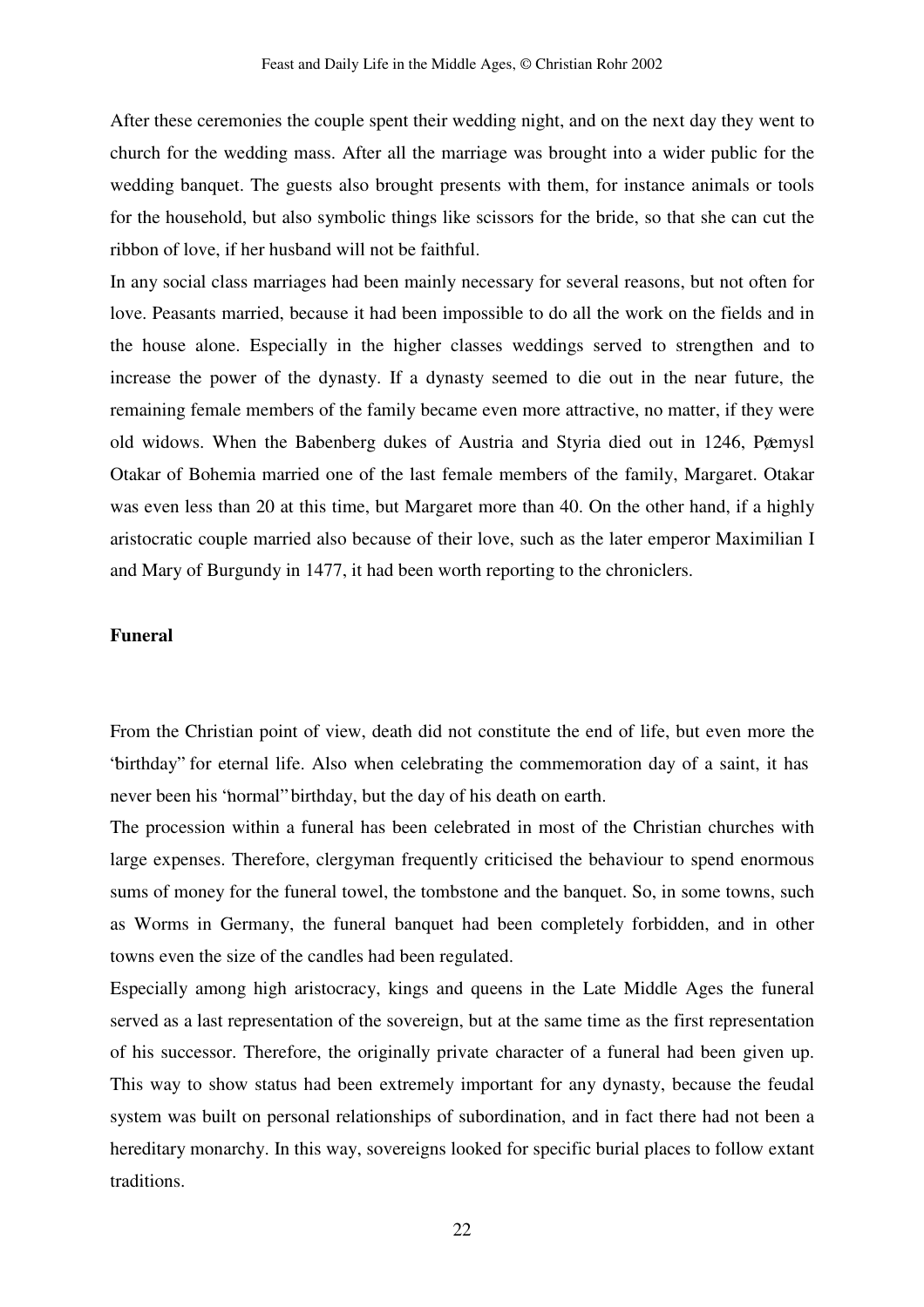After these ceremonies the couple spent their wedding night, and on the next day they went to church for the wedding mass. After all the marriage was brought into a wider public for the wedding banquet. The guests also brought presents with them, for instance animals or tools for the household, but also symbolic things like scissors for the bride, so that she can cut the ribbon of love, if her husband will not be faithful.

In any social class marriages had been mainly necessary for several reasons, but not often for love. Peasants married, because it had been impossible to do all the work on the fields and in the house alone. Especially in the higher classes weddings served to strengthen and to increase the power of the dynasty. If a dynasty seemed to die out in the near future, the remaining female members of the family became even more attractive, no matter, if they were old widows. When the Babenberg dukes of Austria and Styria died out in 1246, Pœmysl Otakar of Bohemia married one of the last female members of the family, Margaret. Otakar was even less than 20 at this time, but Margaret more than 40. On the other hand, if a highly aristocratic couple married also because of their love, such as the later emperor Maximilian I and Mary of Burgundy in 1477, it had been worth reporting to the chroniclers.

**Funeral**

From the Christian point of view, death did not constitute the end of life, but even more the 'birthday" for eternal life. Also when celebrating the commemoration day of a saint, it has never been his 'hormal" birthday, but the day of his death on earth.

The procession within a funeral has been celebrated in most of the Christian churches with large expenses. Therefore, clergyman frequently criticised the behaviour to spend enormous sums of money for the funeral towel, the tombstone and the banquet. So, in some towns, such as Worms in Germany, the funeral banquet had been completely forbidden, and in other towns even the size of the candles had been regulated.

Especially among high aristocracy, kings and queens in the Late Middle Ages the funeral served as a last representation of the sovereign, but at the same time as the first representation of his successor. Therefore, the originally private character of a funeral had been given up. This way to show status had been extremely important for any dynasty, because the feudal system was built on personal relationships of subordination, and in fact there had not been a hereditary monarchy. In this way, sovereigns looked for specific burial places to follow extant traditions.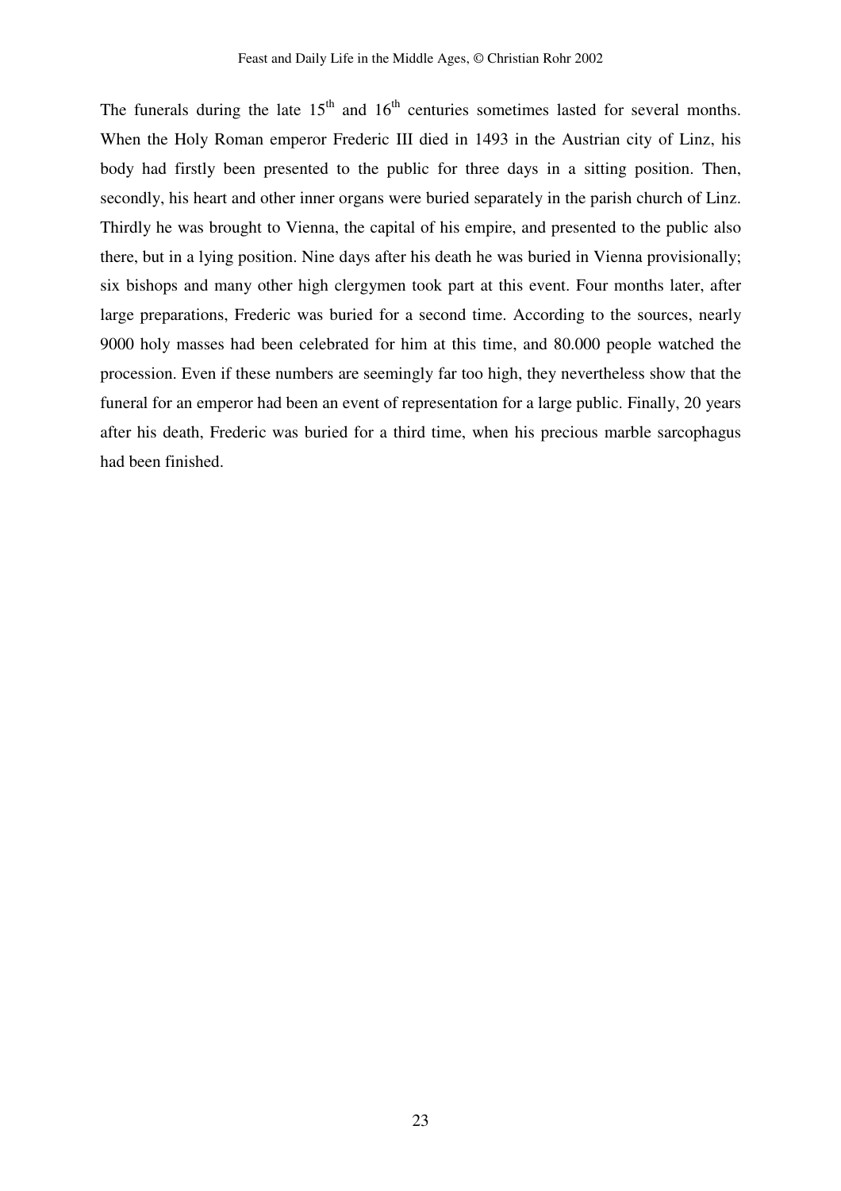The funerals during the late 15th and 16th centuries sometimes lasted for several months. When the Holy Roman emperor Frederic III died in 1493 in the Austrian city of Linz, his body had firstly been presented to the public for three days in a sitting position. Then, secondly, his heart and other inner organs were buried separately in the parish church of Linz. Thirdly he was brought to Vienna, the capital of his empire, and presented to the public also there, but in a lying position. Nine days after his death he was buried in Vienna provisionally; six bishops and many other high clergymen took part at this event. Four months later, after large preparations, Frederic was buried for a second time. According to the sources, nearly 9000 holy masses had been celebrated for him at this time, and 80.000 people watched the procession. Even if these numbers are seemingly far too high, they nevertheless show that the funeral for an emperor had been an event of representation for a large public. Finally, 20 years after his death, Frederic was buried for a third time, when his precious marble sarcophagus had been finished.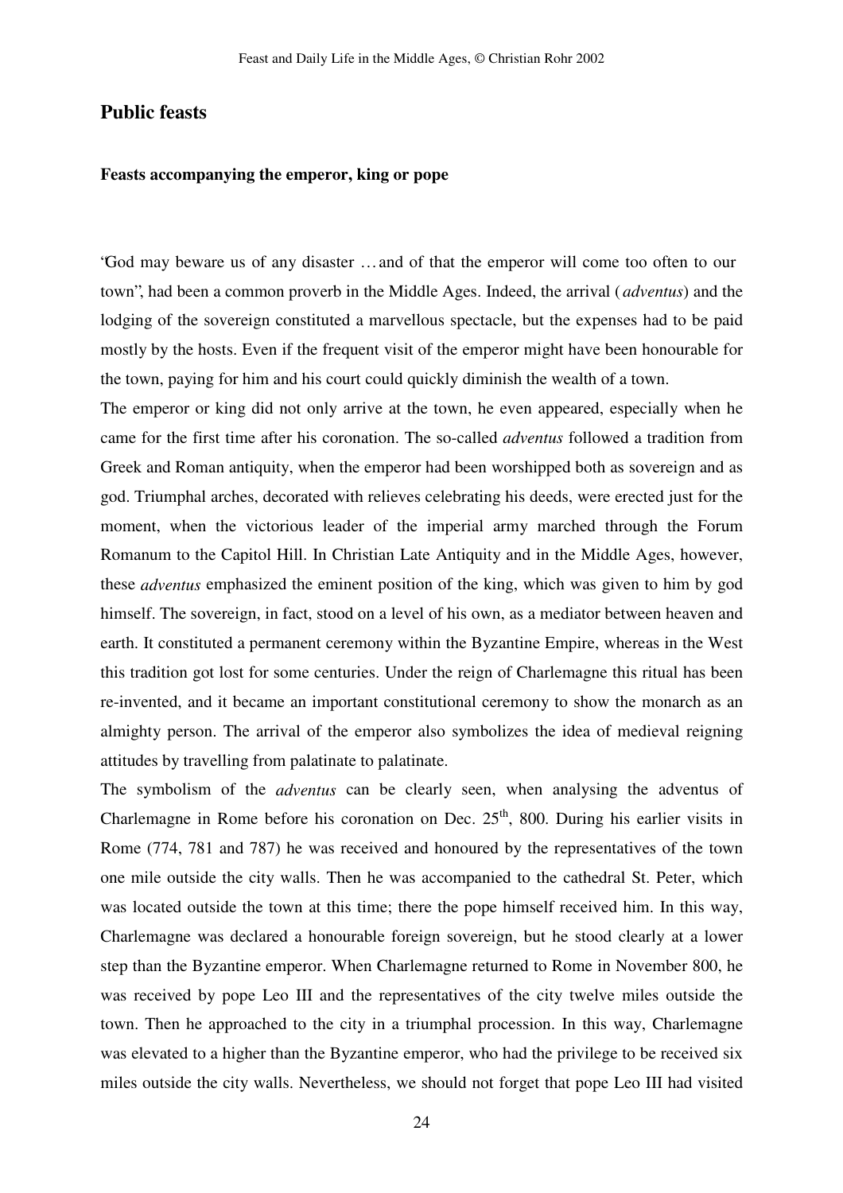## Public feasts

### Feasts accompanying the emperor, king or pope

'God may beware us of any disaster … and of that the emperor will come too often to our town", had been a common proverb in the Middle Ages. Indeed, the arrival (*adventus*) and the lodging of the sovereign constituted a marvellous spectacle, but the expenses had to be paid mostly by the hosts. Even if the frequent visit of the emperor might have been honourable for the town, paying for him and his court could quickly diminish the wealth of a town.

The emperor or king did not only arrive at the town, he even appeared, especially when he came for the first time after his coronation. The so-called *adventus* followed a tradition from Greek and Roman antiquity, when the emperor had been worshipped both as sovereign and as god. Triumphal arches, decorated with relieves celebrating his deeds, were erected just for the moment, when the victorious leader of the imperial army marched through the Forum Romanum to the Capitol Hill. In Christian Late Antiquity and in the Middle Ages, however, these *adventus* emphasized the eminent position of the king, which was given to him by god himself. The sovereign, in fact, stood on a level of his own, as a mediator between heaven and earth. It constituted a permanent ceremony within the Byzantine Empire, whereas in the West this tradition got lost for some centuries. Under the reign of Charlemagne this ritual has been re-invented, and it became an important constitutional ceremony to show the monarch as an almighty person. The arrival of the emperor also symbolizes the idea of medieval reigning attitudes by travelling from palatinate to palatinate.

The symbolism of the *adventus* can be clearly seen, when analysing the adventus of Charlemagne in Rome before his coronation on Dec. 25th, 800. During his earlier visits in Rome (774, 781 and 787) he was received and honoured by the representatives of the town one mile outside the city walls. Then he was accompanied to the cathedral St. Peter, which was located outside the town at this time; there the pope himself received him. In this way, Charlemagne was declared a honourable foreign sovereign, but he stood clearly at a lower step than the Byzantine emperor. When Charlemagne returned to Rome in November 800, he was received by pope Leo III and the representatives of the city twelve miles outside the town. Then he approached to the city in a triumphal procession. In this way, Charlemagne was elevated to a higher than the Byzantine emperor, who had the privilege to be received six miles outside the city walls. Nevertheless, we should not forget that pope Leo III had visited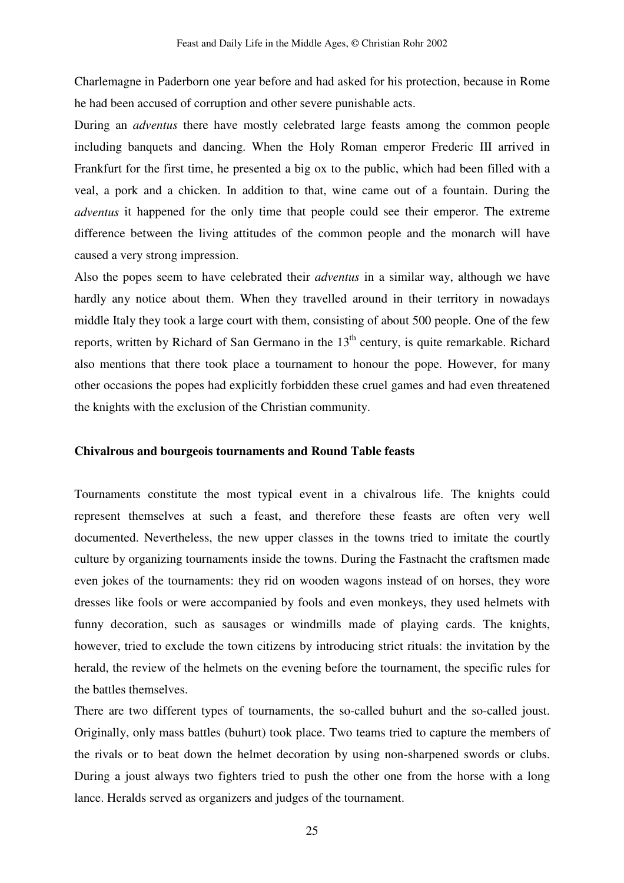Charlemagne in Paderborn one year before and had asked for his protection, because in Rome he had been accused of corruption and other severe punishable acts.

During an *adventus* there have mostly celebrated large feasts among the common people including banquets and dancing. When the Holy Roman emperor Frederic III arrived in Frankfurt for the first time, he presented a big ox to the public, which had been filled with a veal, a pork and a chicken. In addition to that, wine came out of a fountain. During the *adventus* it happened for the only time that people could see their emperor. The extreme difference between the living attitudes of the common people and the monarch will have caused a very strong impression.

Also the popes seem to have celebrated their *adventus* in a similar way, although we have hardly any notice about them. When they travelled around in their territory in nowadays middle Italy they took a large court with them, consisting of about 500 people. One of the few reports, written by Richard of San Germano in the 13th century, is quite remarkable. Richard also mentions that there took place a tournament to honour the pope. However, for many other occasions the popes had explicitly forbidden these cruel games and had even threatened the knights with the exclusion of the Christian community.

**Chivalrous and bourgeois tournaments and Round Table feasts**

Tournaments constitute the most typical event in a chivalrous life. The knights could represent themselves at such a feast, and therefore these feasts are often very well documented. Nevertheless, the new upper classes in the towns tried to imitate the courtly culture by organizing tournaments inside the towns. During the Fastnacht the craftsmen made even jokes of the tournaments: they rid on wooden wagons instead of on horses, they wore dresses like fools or were accompanied by fools and even monkeys, they used helmets with funny decoration, such as sausages or windmills made of playing cards. The knights, however, tried to exclude the town citizens by introducing strict rituals: the invitation by the herald, the review of the helmets on the evening before the tournament, the specific rules for the battles themselves.

There are two different types of tournaments, the so-called buhurt and the so-called joust. Originally, only mass battles (buhurt) took place. Two teams tried to capture the members of the rivals or to beat down the helmet decoration by using non-sharpened swords or clubs. During a joust always two fighters tried to push the other one from the horse with a long lance. Heralds served as organizers and judges of the tournament.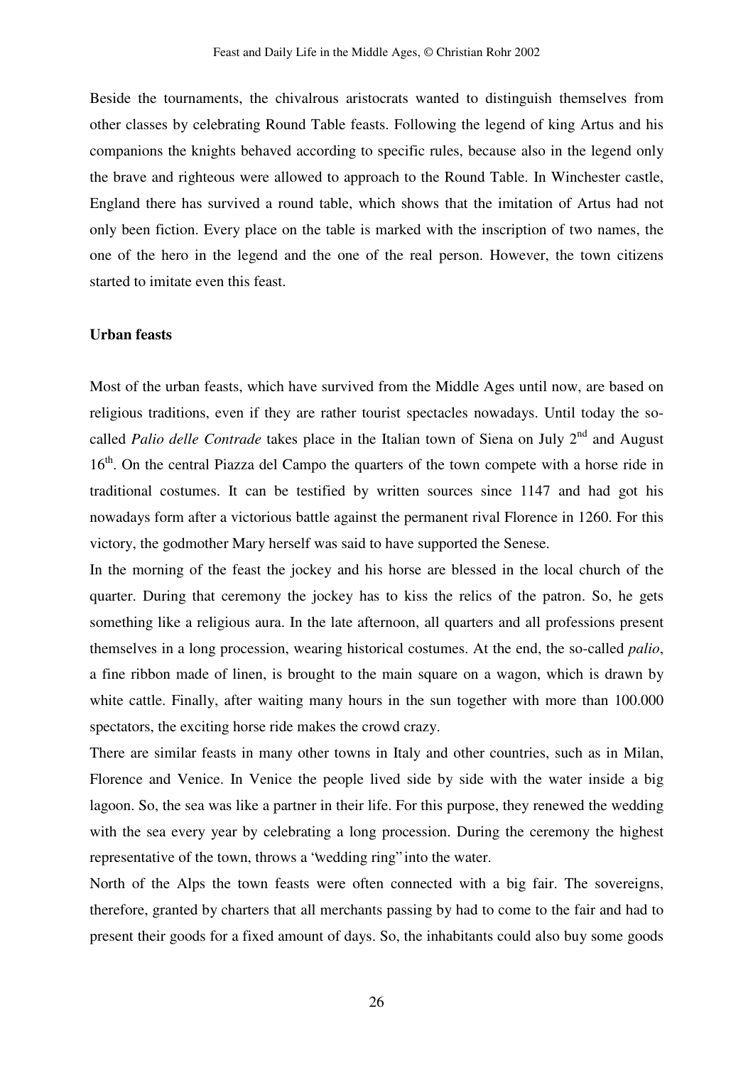Beside the tournaments, the chivalrous aristocrats wanted to distinguish themselves from other classes by celebrating Round Table feasts. Following the legend of king Artus and his companions the knights behaved according to specific rules, because also in the legend only the brave and righteous were allowed to approach to the Round Table. In Winchester castle, England there has survived a round table, which shows that the imitation of Artus had not only been fiction. Every place on the table is marked with the inscription of two names, the one of the hero in the legend and the one of the real person. However, the town citizens started to imitate even this feast.

**Urban feasts**

Most of the urban feasts, which have survived from the Middle Ages until now, are based on religious traditions, even if they are rather tourist spectacles nowadays. Until today the so-called *Palio delle Contrade* takes place in the Italian town of Siena on July 2nd and August 16th. On the central Piazza del Campo the quarters of the town compete with a horse ride in traditional costumes. It can be testified by written sources since 1147 and had got his nowadays form after a victorious battle against the permanent rival Florence in 1260. For this victory, the godmother Mary herself was said to have supported the Senese.

In the morning of the feast the jockey and his horse are blessed in the local church of the quarter. During that ceremony the jockey has to kiss the relics of the patron. So, he gets something like a religious aura. In the late afternoon, all quarters and all professions present themselves in a long procession, wearing historical costumes. At the end, the so-called *palio*, a fine ribbon made of linen, is brought to the main square on a wagon, which is drawn by white cattle. Finally, after waiting many hours in the sun together with more than 100.000 spectators, the exciting horse ride makes the crowd crazy.

There are similar feasts in many other towns in Italy and other countries, such as in Milan, Florence and Venice. In Venice the people lived side by side with the water inside a big lagoon. So, the sea was like a partner in their life. For this purpose, they renewed the wedding with the sea every year by celebrating a long procession. During the ceremony the highest representative of the town, throws a 'wedding ring' into the water.

North of the Alps the town feasts were often connected with a big fair. The sovereigns, therefore, granted by charters that all merchants passing by had to come to the fair and had to present their goods for a fixed amount of days. So, the inhabitants could also buy some goods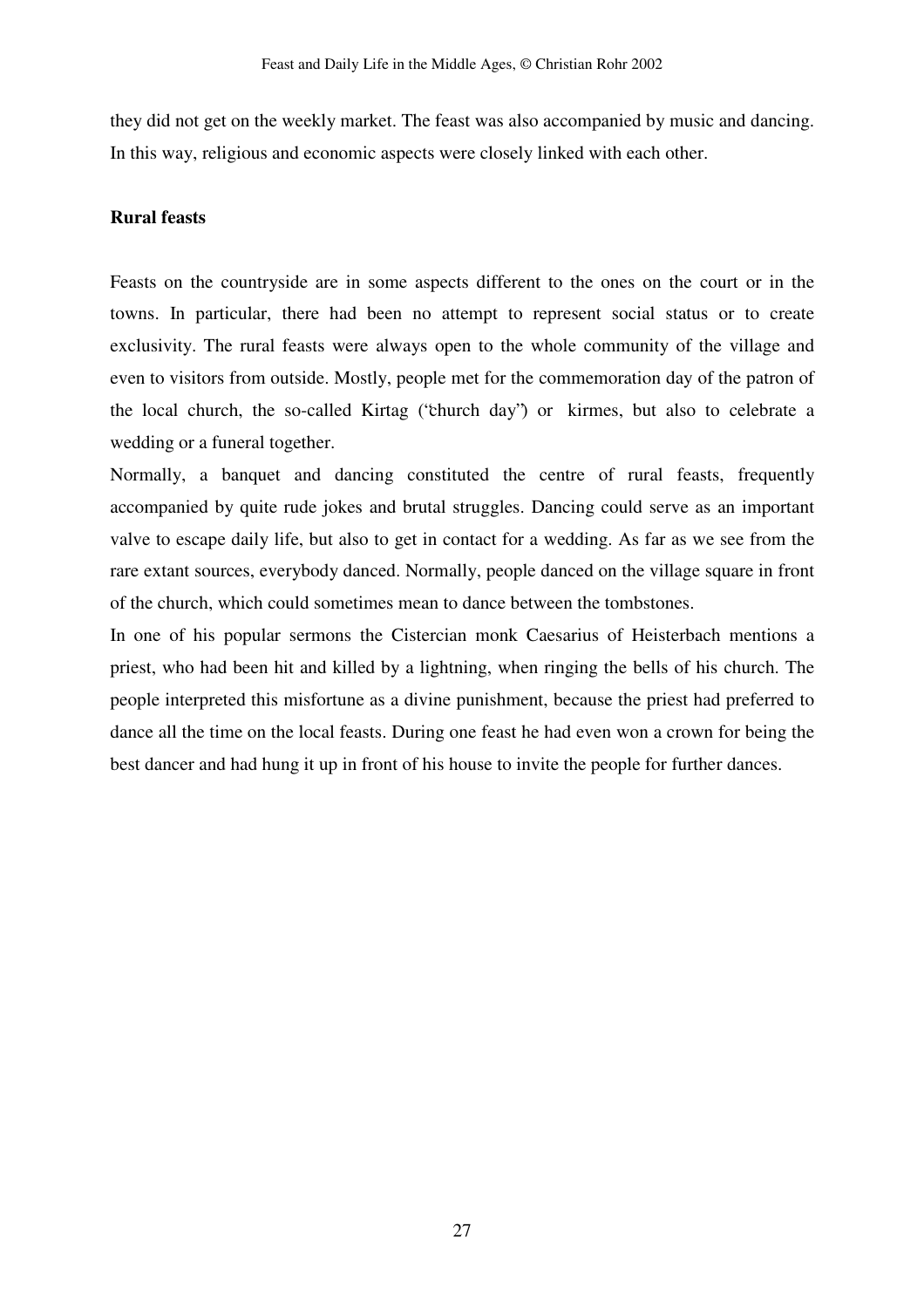they did not get on the weekly market. The feast was also accompanied by music and dancing. In this way, religious and economic aspects were closely linked with each other.

**Rural feasts**

Feasts on the countryside are in some aspects different to the ones on the court or in the towns. In particular, there had been no attempt to represent social status or to create exclusivity. The rural feasts were always open to the whole community of the village and even to visitors from outside. Mostly, people met for the commemoration day of the patron of the local church, the so-called Kirtag ("church day") or kirmes, but also to celebrate a wedding or a funeral together.

Normally, a banquet and dancing constituted the centre of rural feasts, frequently accompanied by quite rude jokes and brutal struggles. Dancing could serve as an important valve to escape daily life, but also to get in contact for a wedding. As far as we see from the rare extant sources, everybody danced. Normally, people danced on the village square in front of the church, which could sometimes mean to dance between the tombstones.

In one of his popular sermons the Cistercian monk Caesarius of Heisterbach mentions a priest, who had been hit and killed by a lightning, when ringing the bells of his church. The people interpreted this misfortune as a divine punishment, because the priest had preferred to dance all the time on the local feasts. During one feast he had even won a crown for being the best dancer and had hung it up in front of his house to invite the people for further dances.